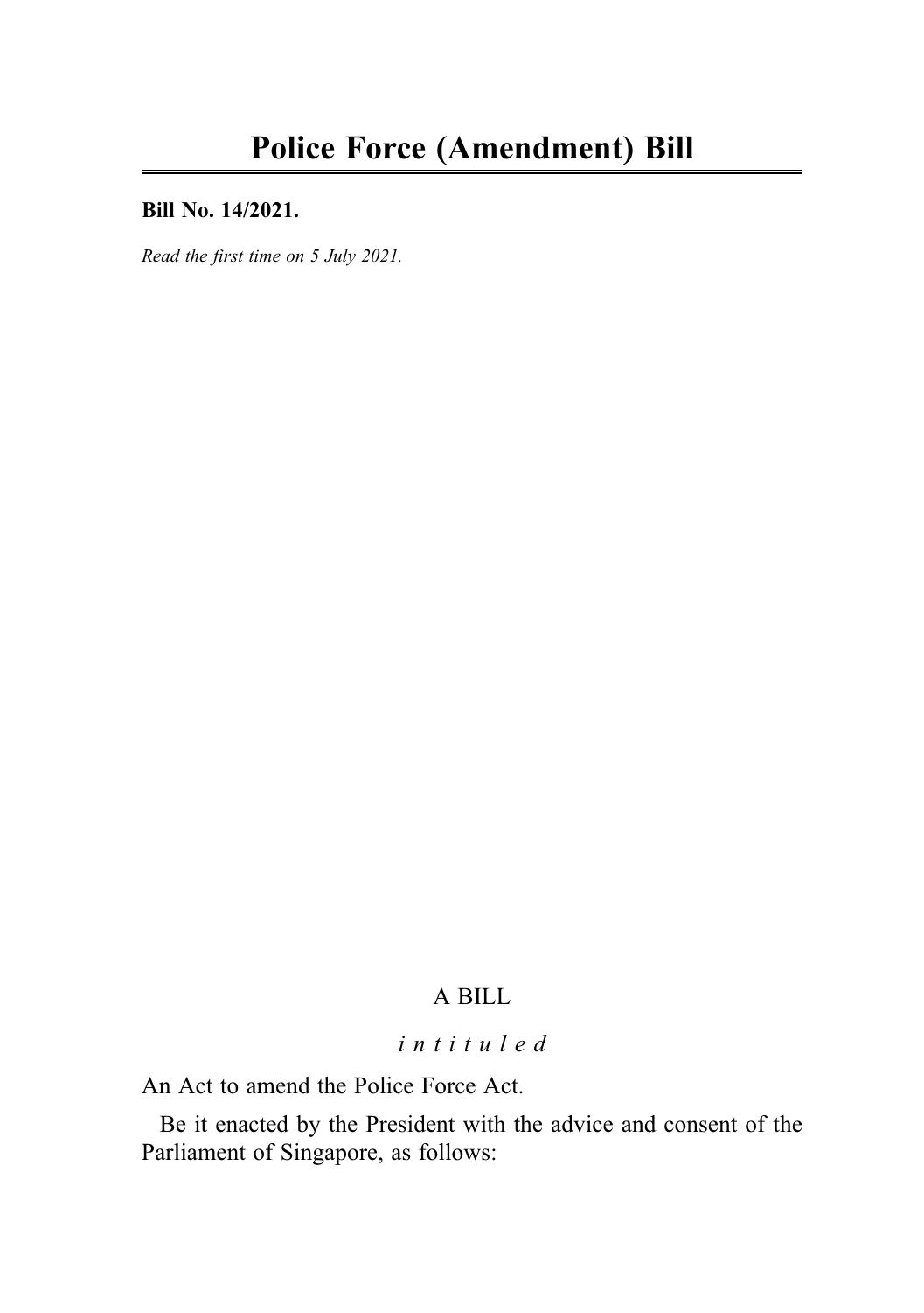# Police Force (Amendment) Bill

**Bill No. 14/2021.**

*Read the first time on 5 July 2021.*

A BILL

*intituled*

An Act to amend the Police Force Act.

Be it enacted by the President with the advice and consent of the Parliament of Singapore, as follows: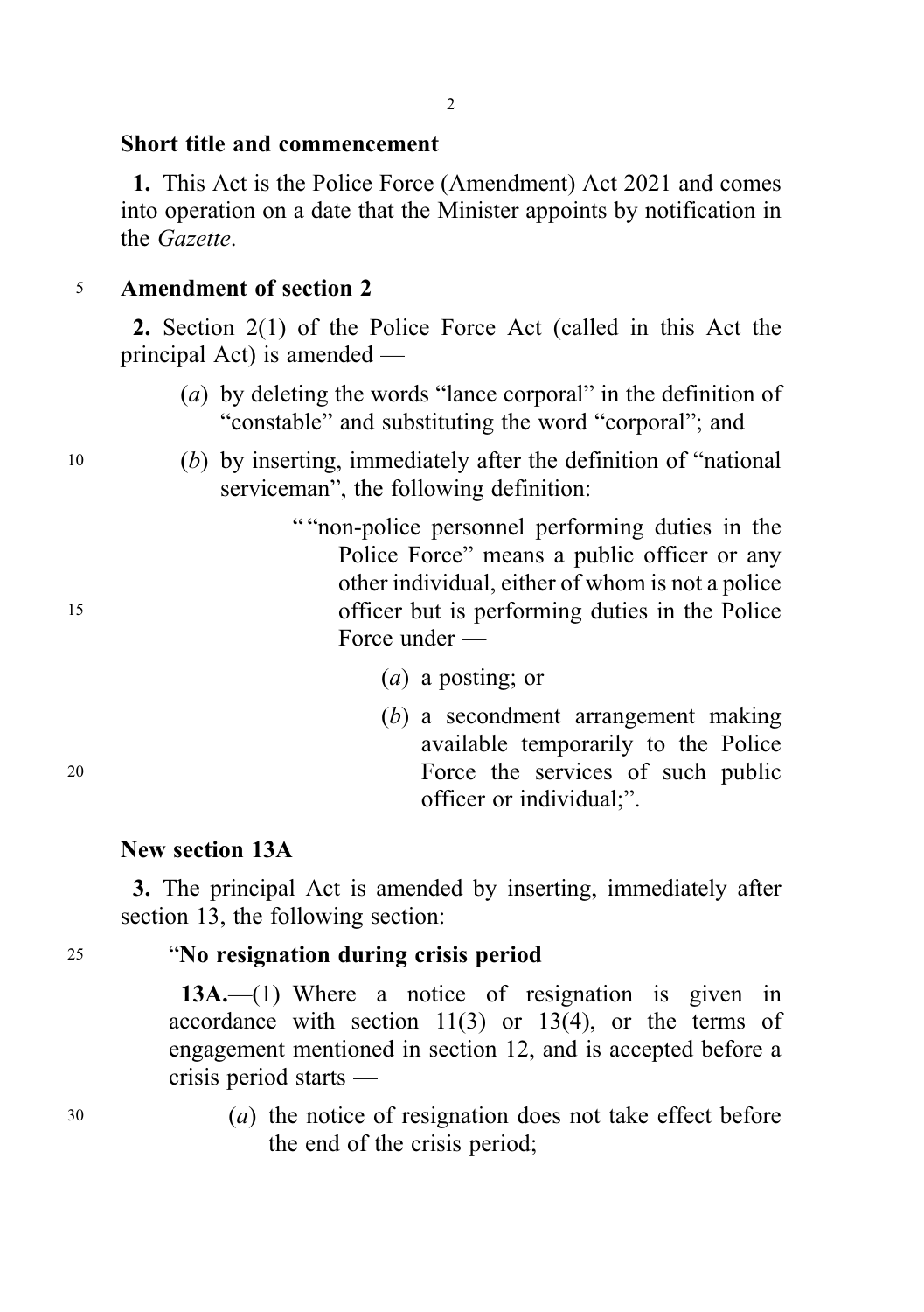### Short title and commencement

**1.** This Act is the Police Force (Amendment) Act 2021 and comes into operation on a date that the Minister appoints by notification in the *Gazette*.

### Amendment of section 2

**2.** Section 2(1) of the Police Force Act (called in this Act the principal Act) is amended —

(*a*) by deleting the words "lance corporal" in the definition of "constable" and substituting the word "corporal"; and

(*b*) by inserting, immediately after the definition of "national serviceman", the following definition:

> ""non-police personnel performing duties in the Police Force" means a public officer or any other individual, either of whom is not a police officer but is performing duties in the Police Force under —
>
> (*a*) a posting; or
>
> (*b*) a secondment arrangement making available temporarily to the Police Force the services of such public officer or individual;".

### New section 13A

**3.** The principal Act is amended by inserting, immediately after section 13, the following section:

> "**No resignation during crisis period**
>
> **13A.**—(1) Where a notice of resignation is given in accordance with section 11(3) or 13(4), or the terms of engagement mentioned in section 12, and is accepted before a crisis period starts —
>
> (*a*) the notice of resignation does not take effect before the end of the crisis period;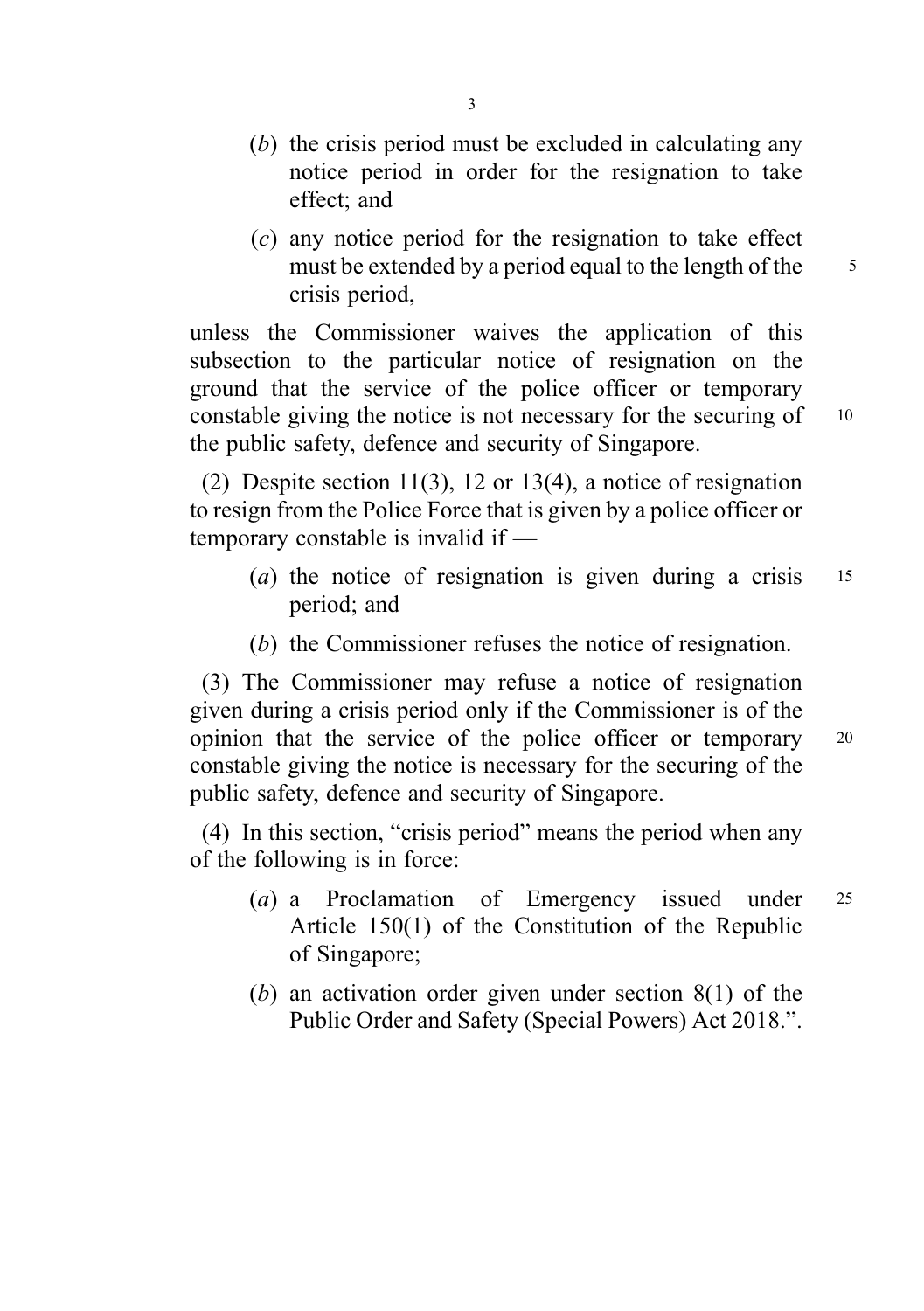(*b*) the crisis period must be excluded in calculating any notice period in order for the resignation to take effect; and

(*c*) any notice period for the resignation to take effect must be extended by a period equal to the length of the crisis period,

unless the Commissioner waives the application of this subsection to the particular notice of resignation on the ground that the service of the police officer or temporary constable giving the notice is not necessary for the securing of the public safety, defence and security of Singapore.

(2) Despite section 11(3), 12 or 13(4), a notice of resignation to resign from the Police Force that is given by a police officer or temporary constable is invalid if —

(*a*) the notice of resignation is given during a crisis period; and

(*b*) the Commissioner refuses the notice of resignation.

(3) The Commissioner may refuse a notice of resignation given during a crisis period only if the Commissioner is of the opinion that the service of the police officer or temporary constable giving the notice is necessary for the securing of the public safety, defence and security of Singapore.

(4) In this section, "crisis period" means the period when any of the following is in force:

(*a*) a Proclamation of Emergency issued under Article 150(1) of the Constitution of the Republic of Singapore;

(*b*) an activation order given under section 8(1) of the Public Order and Safety (Special Powers) Act 2018.".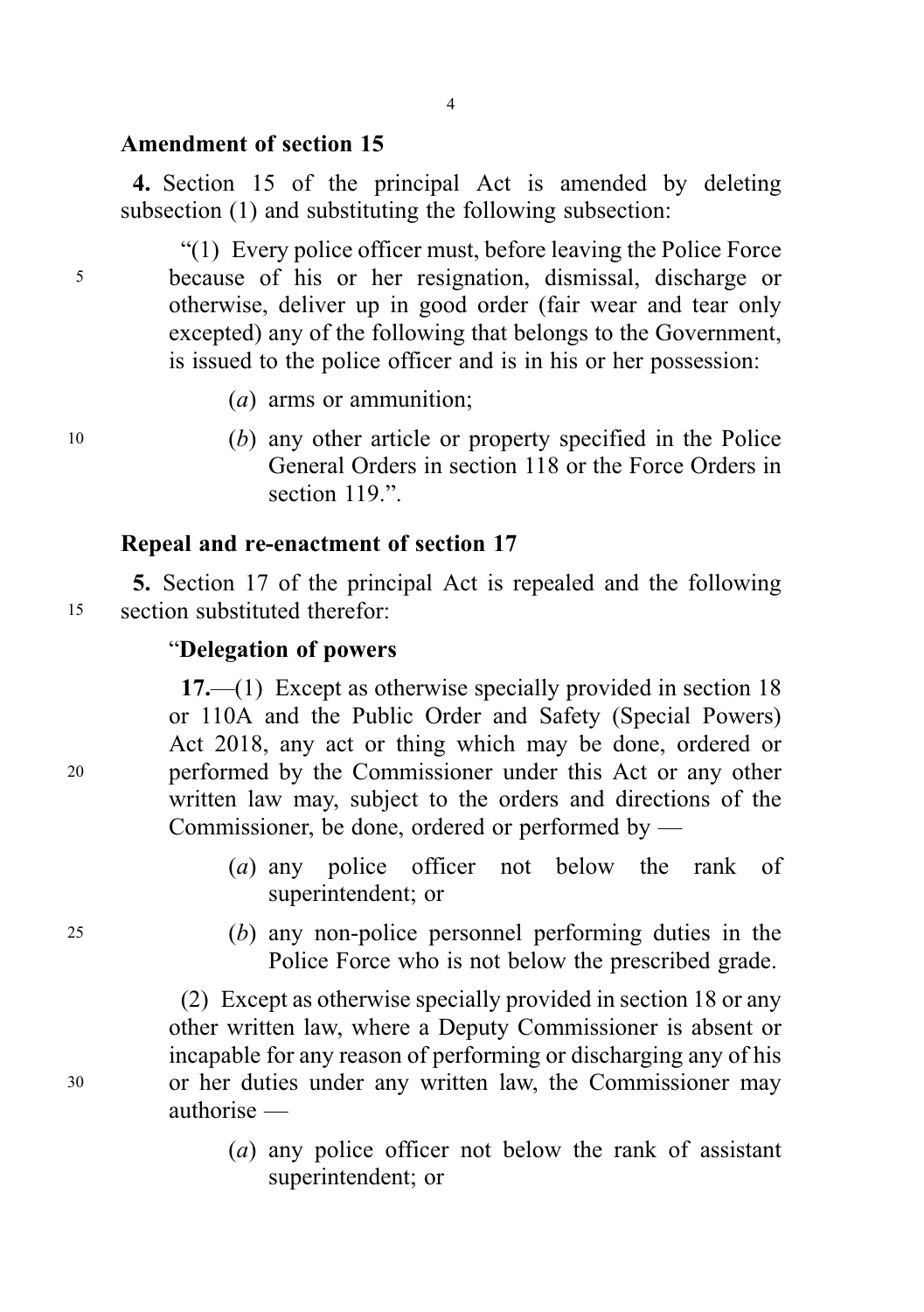**Amendment of section 15**

**4.** Section 15 of the principal Act is amended by deleting subsection (1) and substituting the following subsection:

"(1) Every police officer must, before leaving the Police Force because of his or her resignation, dismissal, discharge or otherwise, deliver up in good order (fair wear and tear only excepted) any of the following that belongs to the Government, is issued to the police officer and is in his or her possession:

(*a*) arms or ammunition;

(*b*) any other article or property specified in the Police General Orders in section 118 or the Force Orders in section 119.".

**Repeal and re-enactment of section 17**

**5.** Section 17 of the principal Act is repealed and the following section substituted therefor:

"**Delegation of powers**

**17.**—(1) Except as otherwise specially provided in section 18 or 110A and the Public Order and Safety (Special Powers) Act 2018, any act or thing which may be done, ordered or performed by the Commissioner under this Act or any other written law may, subject to the orders and directions of the Commissioner, be done, ordered or performed by —

(*a*) any police officer not below the rank of superintendent; or

(*b*) any non-police personnel performing duties in the Police Force who is not below the prescribed grade.

(2) Except as otherwise specially provided in section 18 or any other written law, where a Deputy Commissioner is absent or incapable for any reason of performing or discharging any of his or her duties under any written law, the Commissioner may authorise —

(*a*) any police officer not below the rank of assistant superintendent; or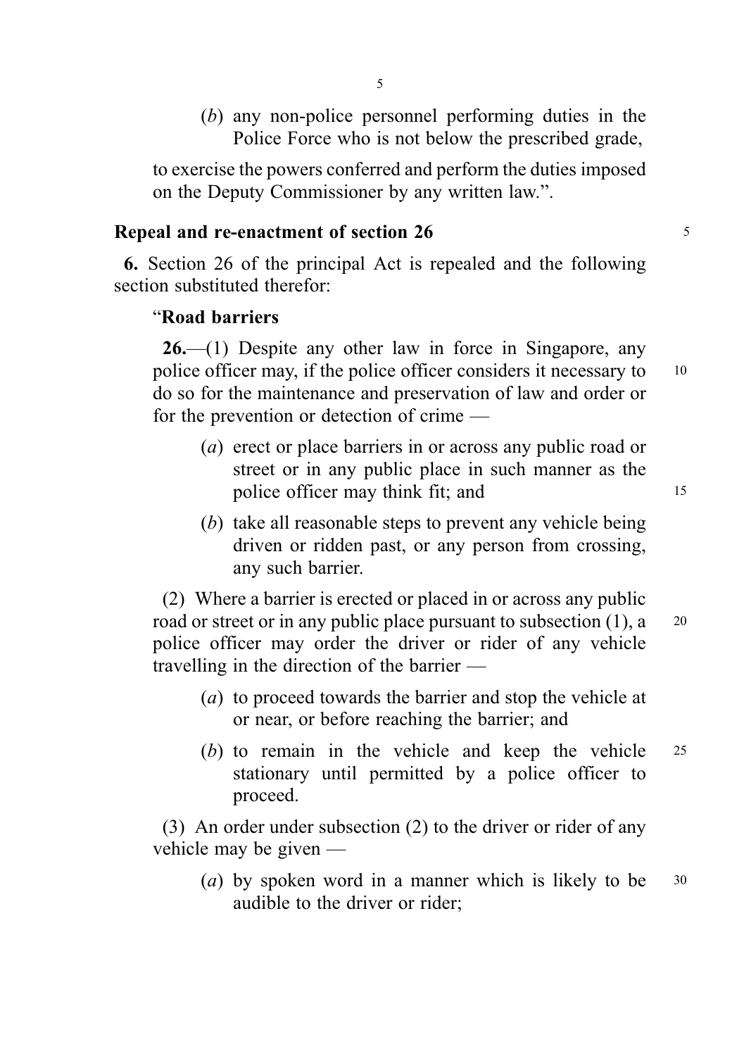(*b*) any non-police personnel performing duties in the Police Force who is not below the prescribed grade,

to exercise the powers conferred and perform the duties imposed on the Deputy Commissioner by any written law.".

### Repeal and re-enactment of section 26

**6.** Section 26 of the principal Act is repealed and the following section substituted therefor:

"**Road barriers**

**26.**—(1) Despite any other law in force in Singapore, any police officer may, if the police officer considers it necessary to do so for the maintenance and preservation of law and order or for the prevention or detection of crime —

(*a*) erect or place barriers in or across any public road or street or in any public place in such manner as the police officer may think fit; and

(*b*) take all reasonable steps to prevent any vehicle being driven or ridden past, or any person from crossing, any such barrier.

(2) Where a barrier is erected or placed in or across any public road or street or in any public place pursuant to subsection (1), a police officer may order the driver or rider of any vehicle travelling in the direction of the barrier —

(*a*) to proceed towards the barrier and stop the vehicle at or near, or before reaching the barrier; and

(*b*) to remain in the vehicle and keep the vehicle stationary until permitted by a police officer to proceed.

(3) An order under subsection (2) to the driver or rider of any vehicle may be given —

(*a*) by spoken word in a manner which is likely to be audible to the driver or rider;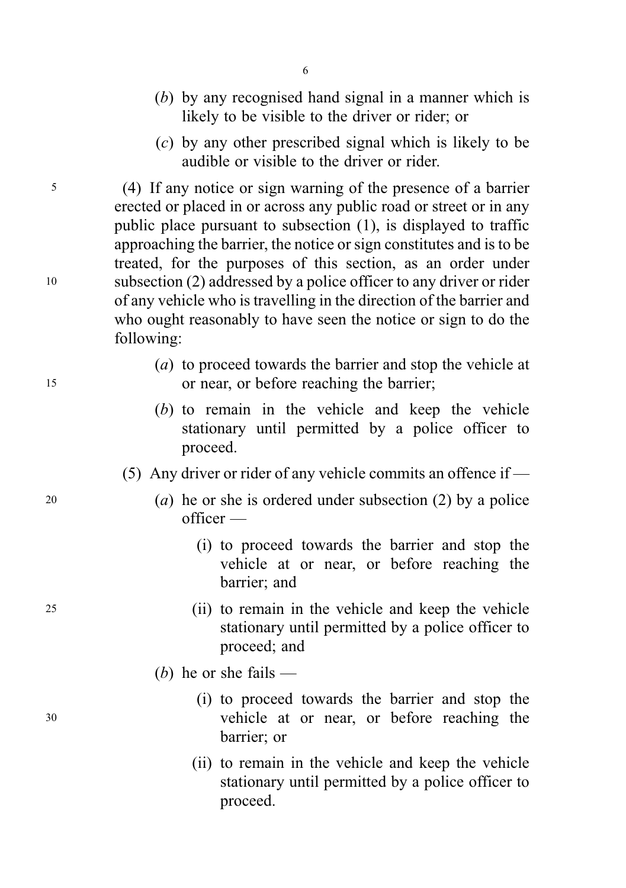(*b*) by any recognised hand signal in a manner which is likely to be visible to the driver or rider; or

(*c*) by any other prescribed signal which is likely to be audible or visible to the driver or rider.

(4) If any notice or sign warning of the presence of a barrier erected or placed in or across any public road or street or in any public place pursuant to subsection (1), is displayed to traffic approaching the barrier, the notice or sign constitutes and is to be treated, for the purposes of this section, as an order under subsection (2) addressed by a police officer to any driver or rider of any vehicle who is travelling in the direction of the barrier and who ought reasonably to have seen the notice or sign to do the following:

(*a*) to proceed towards the barrier and stop the vehicle at or near, or before reaching the barrier;

(*b*) to remain in the vehicle and keep the vehicle stationary until permitted by a police officer to proceed.

(5) Any driver or rider of any vehicle commits an offence if —

(*a*) he or she is ordered under subsection (2) by a police officer —

(i) to proceed towards the barrier and stop the vehicle at or near, or before reaching the barrier; and

(ii) to remain in the vehicle and keep the vehicle stationary until permitted by a police officer to proceed; and

(*b*) he or she fails —

(i) to proceed towards the barrier and stop the vehicle at or near, or before reaching the barrier; or

(ii) to remain in the vehicle and keep the vehicle stationary until permitted by a police officer to proceed.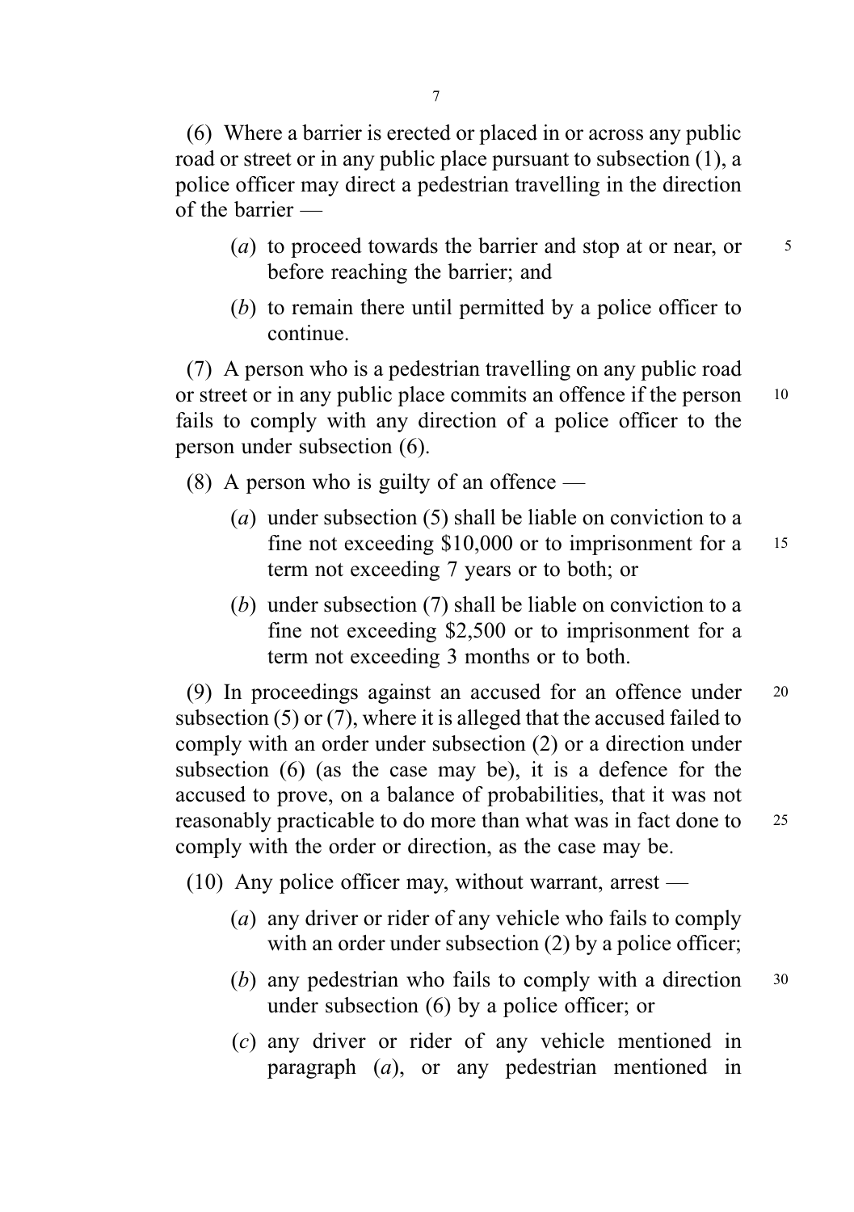(6) Where a barrier is erected or placed in or across any public road or street or in any public place pursuant to subsection (1), a police officer may direct a pedestrian travelling in the direction of the barrier —

(*a*) to proceed towards the barrier and stop at or near, or before reaching the barrier; and

(*b*) to remain there until permitted by a police officer to continue.

(7) A person who is a pedestrian travelling on any public road or street or in any public place commits an offence if the person fails to comply with any direction of a police officer to the person under subsection (6).

(8) A person who is guilty of an offence —

(*a*) under subsection (5) shall be liable on conviction to a fine not exceeding $10,000 or to imprisonment for a term not exceeding 7 years or to both; or

(*b*) under subsection (7) shall be liable on conviction to a fine not exceeding $2,500 or to imprisonment for a term not exceeding 3 months or to both.

(9) In proceedings against an accused for an offence under subsection (5) or (7), where it is alleged that the accused failed to comply with an order under subsection (2) or a direction under subsection (6) (as the case may be), it is a defence for the accused to prove, on a balance of probabilities, that it was not reasonably practicable to do more than what was in fact done to comply with the order or direction, as the case may be.

(10) Any police officer may, without warrant, arrest —

(*a*) any driver or rider of any vehicle who fails to comply with an order under subsection (2) by a police officer;

(*b*) any pedestrian who fails to comply with a direction under subsection (6) by a police officer; or

(*c*) any driver or rider of any vehicle mentioned in paragraph (*a*), or any pedestrian mentioned in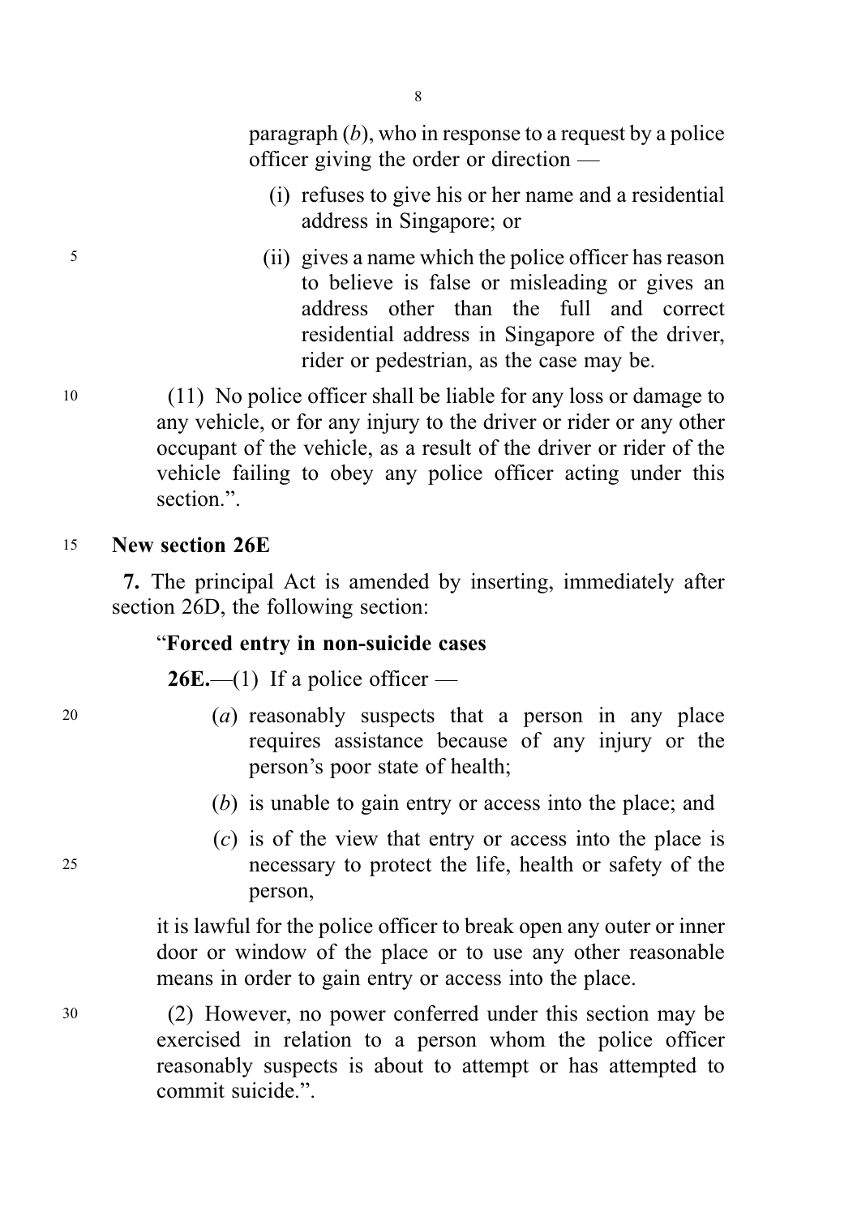paragraph (*b*), who in response to a request by a police officer giving the order or direction —

(i) refuses to give his or her name and a residential address in Singapore; or

(ii) gives a name which the police officer has reason to believe is false or misleading or gives an address other than the full and correct residential address in Singapore of the driver, rider or pedestrian, as the case may be.

(11) No police officer shall be liable for any loss or damage to any vehicle, or for any injury to the driver or rider or any other occupant of the vehicle, as a result of the driver or rider of the vehicle failing to obey any police officer acting under this section.".

**New section 26E**

**7.** The principal Act is amended by inserting, immediately after section 26D, the following section:

"**Forced entry in non-suicide cases**

**26E.**—(1) If a police officer —

(*a*) reasonably suspects that a person in any place requires assistance because of any injury or the person's poor state of health;

(*b*) is unable to gain entry or access into the place; and

(*c*) is of the view that entry or access into the place is necessary to protect the life, health or safety of the person,

it is lawful for the police officer to break open any outer or inner door or window of the place or to use any other reasonable means in order to gain entry or access into the place.

(2) However, no power conferred under this section may be exercised in relation to a person whom the police officer reasonably suspects is about to attempt or has attempted to commit suicide.".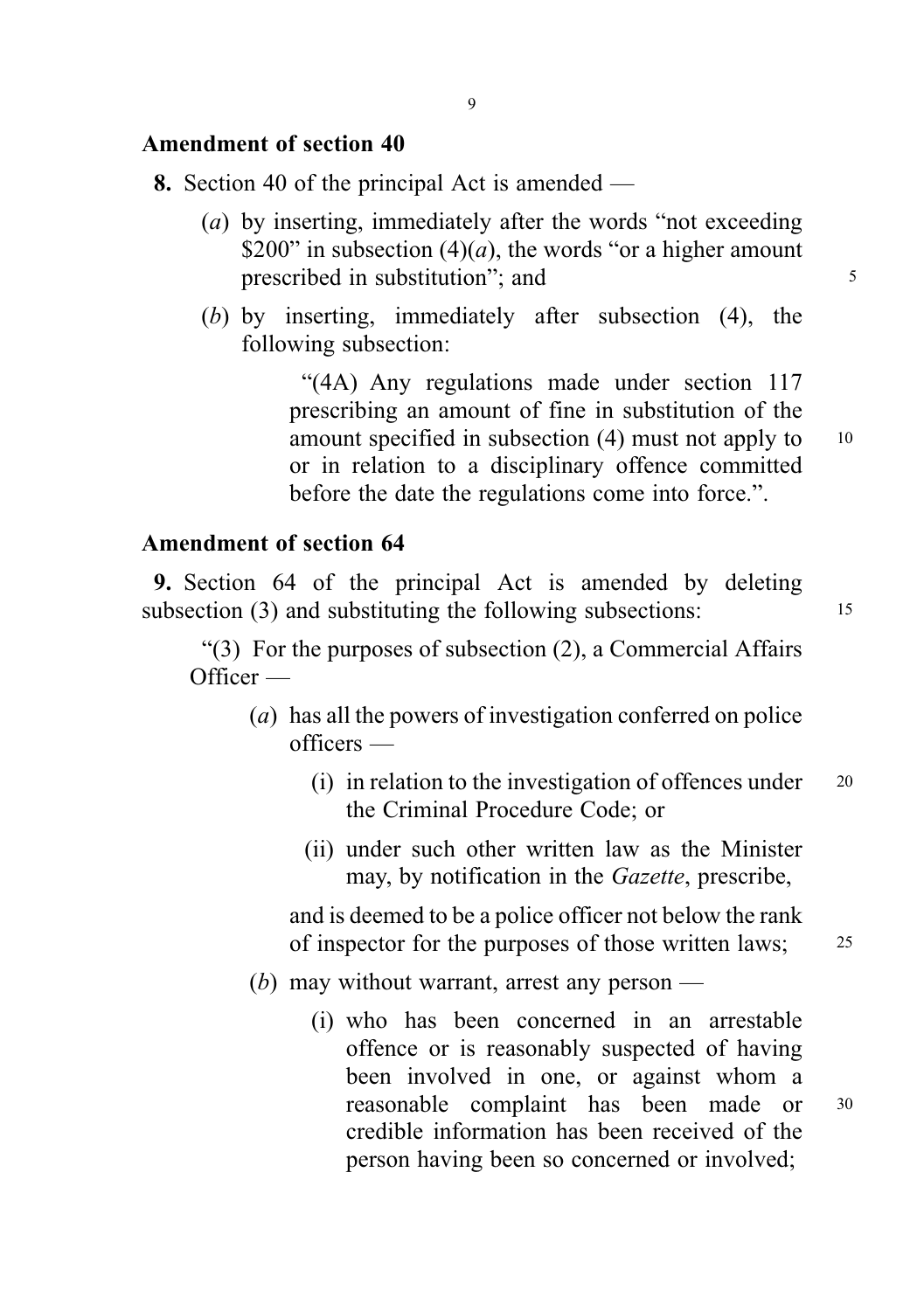## Amendment of section 40

**8.** Section 40 of the principal Act is amended —

(*a*) by inserting, immediately after the words "not exceeding $200" in subsection (4)(*a*), the words "or a higher amount prescribed in substitution"; and

(*b*) by inserting, immediately after subsection (4), the following subsection:

> "(4A) Any regulations made under section 117 prescribing an amount of fine in substitution of the amount specified in subsection (4) must not apply to or in relation to a disciplinary offence committed before the date the regulations come into force.".

## Amendment of section 64

**9.** Section 64 of the principal Act is amended by deleting subsection (3) and substituting the following subsections:

> "(3) For the purposes of subsection (2), a Commercial Affairs Officer —
>
> (*a*) has all the powers of investigation conferred on police officers —
>
> (i) in relation to the investigation of offences under the Criminal Procedure Code; or
>
> (ii) under such other written law as the Minister may, by notification in the *Gazette*, prescribe,
>
> and is deemed to be a police officer not below the rank of inspector for the purposes of those written laws;
>
> (*b*) may without warrant, arrest any person —
>
> (i) who has been concerned in an arrestable offence or is reasonably suspected of having been involved in one, or against whom a reasonable complaint has been made or credible information has been received of the person having been so concerned or involved;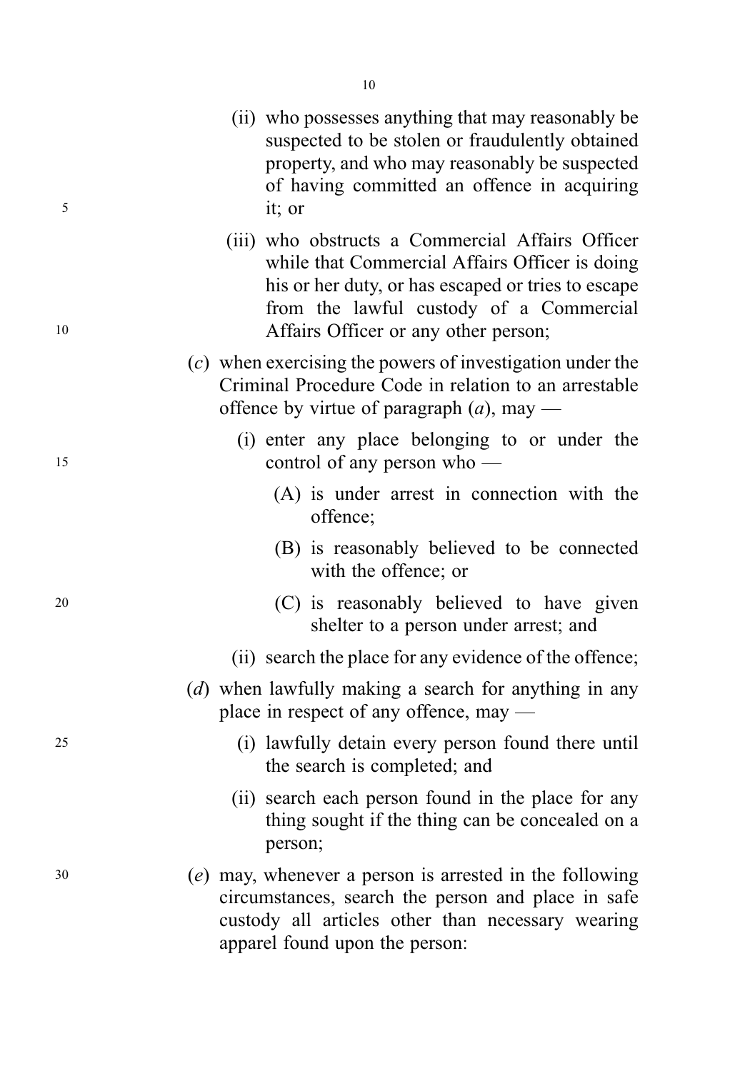(ii) who possesses anything that may reasonably be suspected to be stolen or fraudulently obtained property, and who may reasonably be suspected of having committed an offence in acquiring it; or

(iii) who obstructs a Commercial Affairs Officer while that Commercial Affairs Officer is doing his or her duty, or has escaped or tries to escape from the lawful custody of a Commercial Affairs Officer or any other person;

(*c*) when exercising the powers of investigation under the Criminal Procedure Code in relation to an arrestable offence by virtue of paragraph (*a*), may —

(i) enter any place belonging to or under the control of any person who —

(A) is under arrest in connection with the offence;

(B) is reasonably believed to be connected with the offence; or

(C) is reasonably believed to have given shelter to a person under arrest; and

(ii) search the place for any evidence of the offence;

(*d*) when lawfully making a search for anything in any place in respect of any offence, may —

(i) lawfully detain every person found there until the search is completed; and

(ii) search each person found in the place for any thing sought if the thing can be concealed on a person;

(*e*) may, whenever a person is arrested in the following circumstances, search the person and place in safe custody all articles other than necessary wearing apparel found upon the person: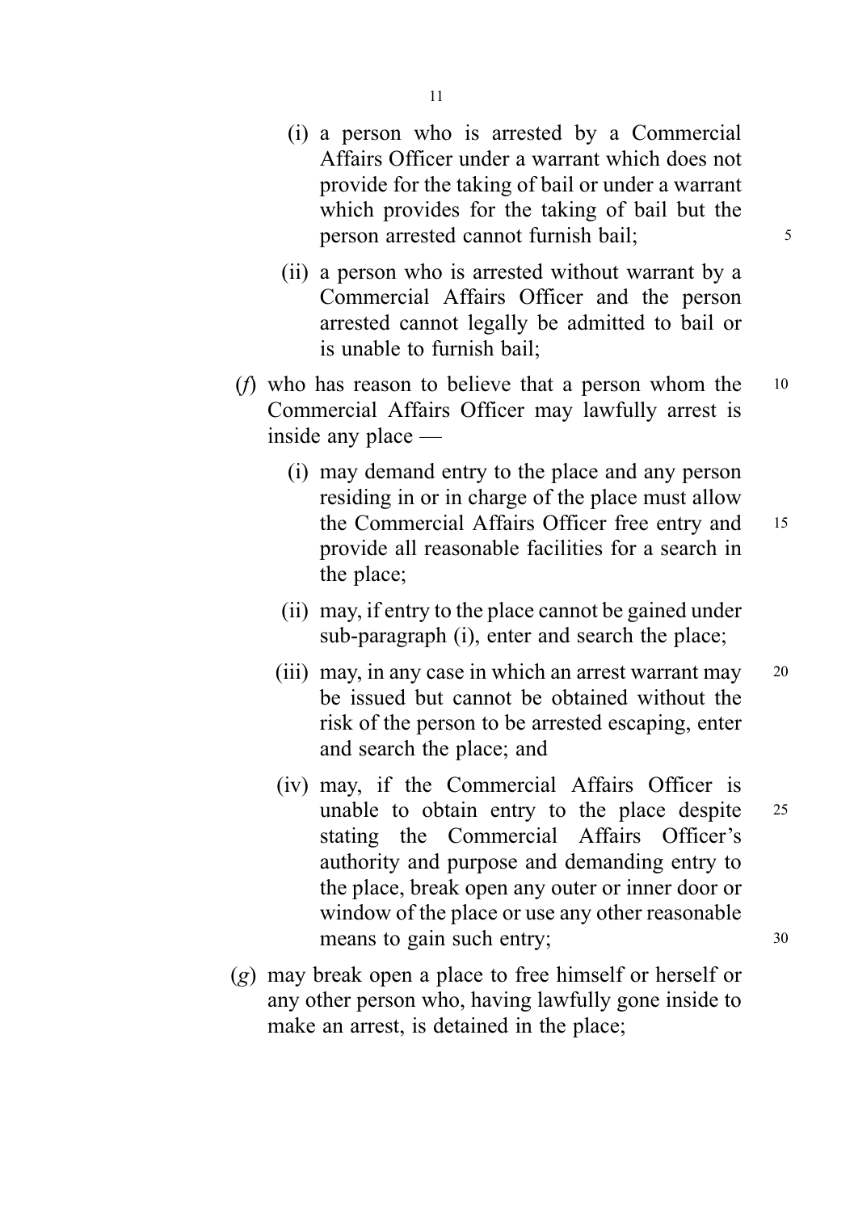(i) a person who is arrested by a Commercial Affairs Officer under a warrant which does not provide for the taking of bail or under a warrant which provides for the taking of bail but the person arrested cannot furnish bail;

(ii) a person who is arrested without warrant by a Commercial Affairs Officer and the person arrested cannot legally be admitted to bail or is unable to furnish bail;

(*f*) who has reason to believe that a person whom the Commercial Affairs Officer may lawfully arrest is inside any place —

(i) may demand entry to the place and any person residing in or in charge of the place must allow the Commercial Affairs Officer free entry and provide all reasonable facilities for a search in the place;

(ii) may, if entry to the place cannot be gained under sub-paragraph (i), enter and search the place;

(iii) may, in any case in which an arrest warrant may be issued but cannot be obtained without the risk of the person to be arrested escaping, enter and search the place; and

(iv) may, if the Commercial Affairs Officer is unable to obtain entry to the place despite stating the Commercial Affairs Officer's authority and purpose and demanding entry to the place, break open any outer or inner door or window of the place or use any other reasonable means to gain such entry;

(*g*) may break open a place to free himself or herself or any other person who, having lawfully gone inside to make an arrest, is detained in the place;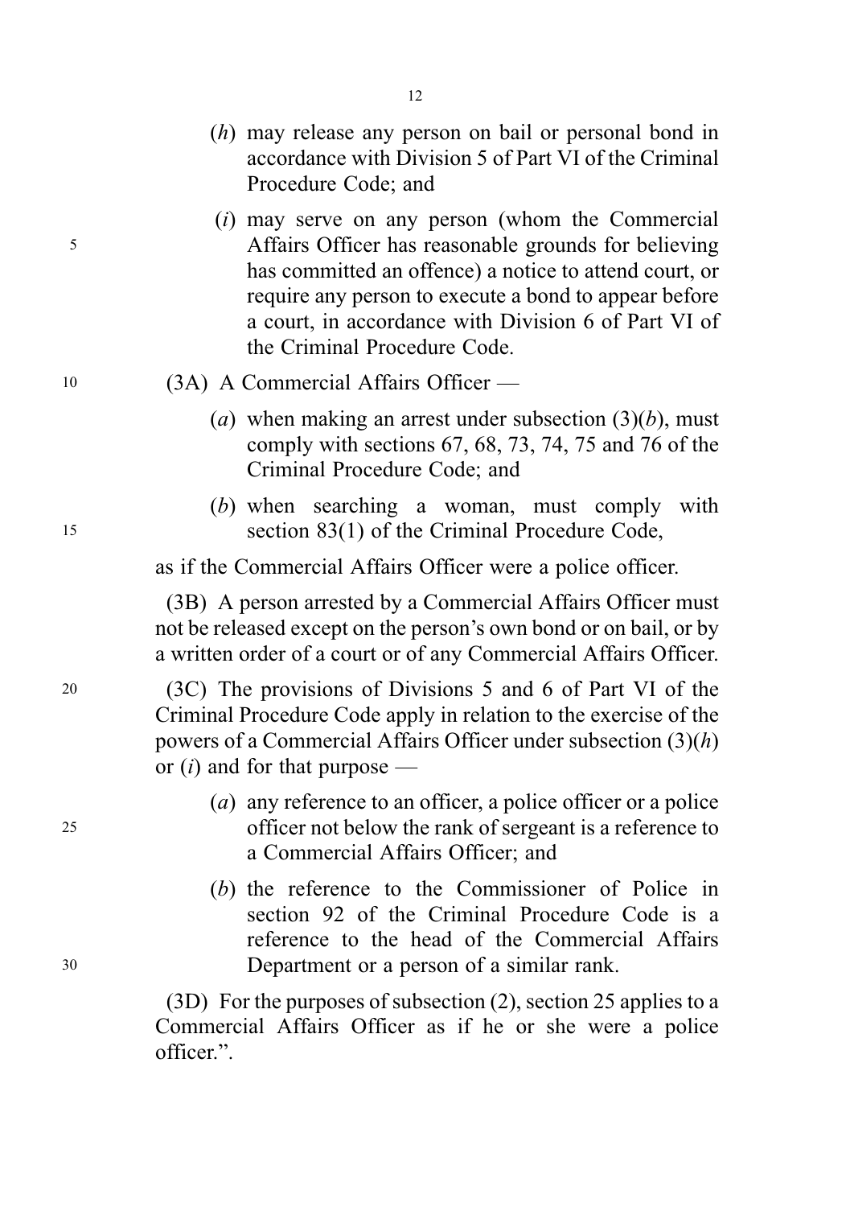(*h*) may release any person on bail or personal bond in accordance with Division 5 of Part VI of the Criminal Procedure Code; and

(*i*) may serve on any person (whom the Commercial Affairs Officer has reasonable grounds for believing has committed an offence) a notice to attend court, or require any person to execute a bond to appear before a court, in accordance with Division 6 of Part VI of the Criminal Procedure Code.

(3A) A Commercial Affairs Officer —

(*a*) when making an arrest under subsection (3)(*b*), must comply with sections 67, 68, 73, 74, 75 and 76 of the Criminal Procedure Code; and

(*b*) when searching a woman, must comply with section 83(1) of the Criminal Procedure Code,

as if the Commercial Affairs Officer were a police officer.

(3B) A person arrested by a Commercial Affairs Officer must not be released except on the person's own bond or on bail, or by a written order of a court or of any Commercial Affairs Officer.

(3C) The provisions of Divisions 5 and 6 of Part VI of the Criminal Procedure Code apply in relation to the exercise of the powers of a Commercial Affairs Officer under subsection (3)(*h*) or (*i*) and for that purpose —

(*a*) any reference to an officer, a police officer or a police officer not below the rank of sergeant is a reference to a Commercial Affairs Officer; and

(*b*) the reference to the Commissioner of Police in section 92 of the Criminal Procedure Code is a reference to the head of the Commercial Affairs Department or a person of a similar rank.

(3D) For the purposes of subsection (2), section 25 applies to a Commercial Affairs Officer as if he or she were a police officer.".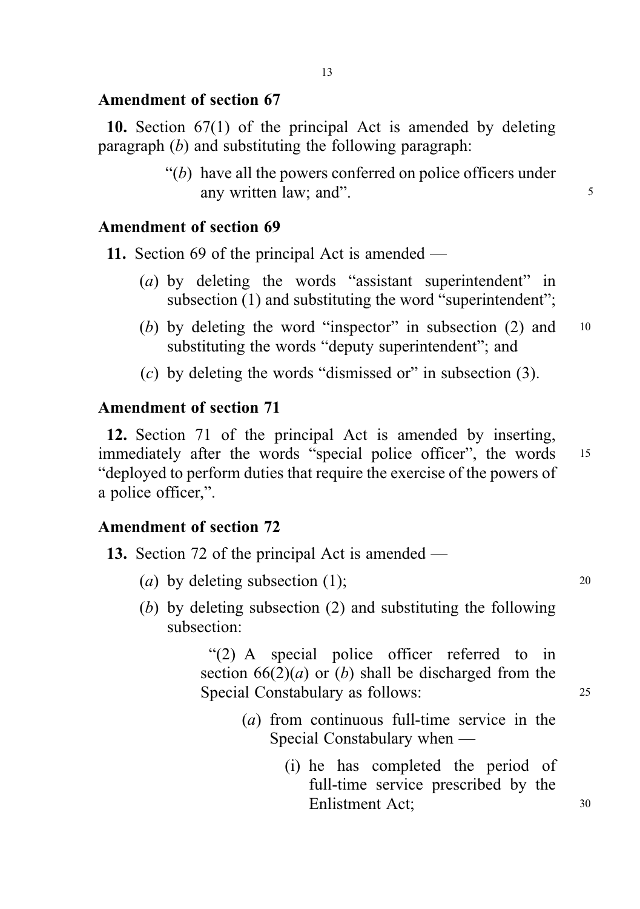### Amendment of section 67

**10.** Section 67(1) of the principal Act is amended by deleting paragraph (*b*) and substituting the following paragraph:

> "(*b*) have all the powers conferred on police officers under any written law; and".

### Amendment of section 69

**11.** Section 69 of the principal Act is amended —

- (*a*) by deleting the words "assistant superintendent" in subsection (1) and substituting the word "superintendent";
- (*b*) by deleting the word "inspector" in subsection (2) and substituting the words "deputy superintendent"; and
- (*c*) by deleting the words "dismissed or" in subsection (3).

### Amendment of section 71

**12.** Section 71 of the principal Act is amended by inserting, immediately after the words "special police officer", the words "deployed to perform duties that require the exercise of the powers of a police officer,".

### Amendment of section 72

**13.** Section 72 of the principal Act is amended —

- (*a*) by deleting subsection (1);
- (*b*) by deleting subsection (2) and substituting the following subsection:

> "(2) A special police officer referred to in section 66(2)(*a*) or (*b*) shall be discharged from the Special Constabulary as follows:
>
> (*a*) from continuous full-time service in the Special Constabulary when —
>
> (i) he has completed the period of full-time service prescribed by the Enlistment Act;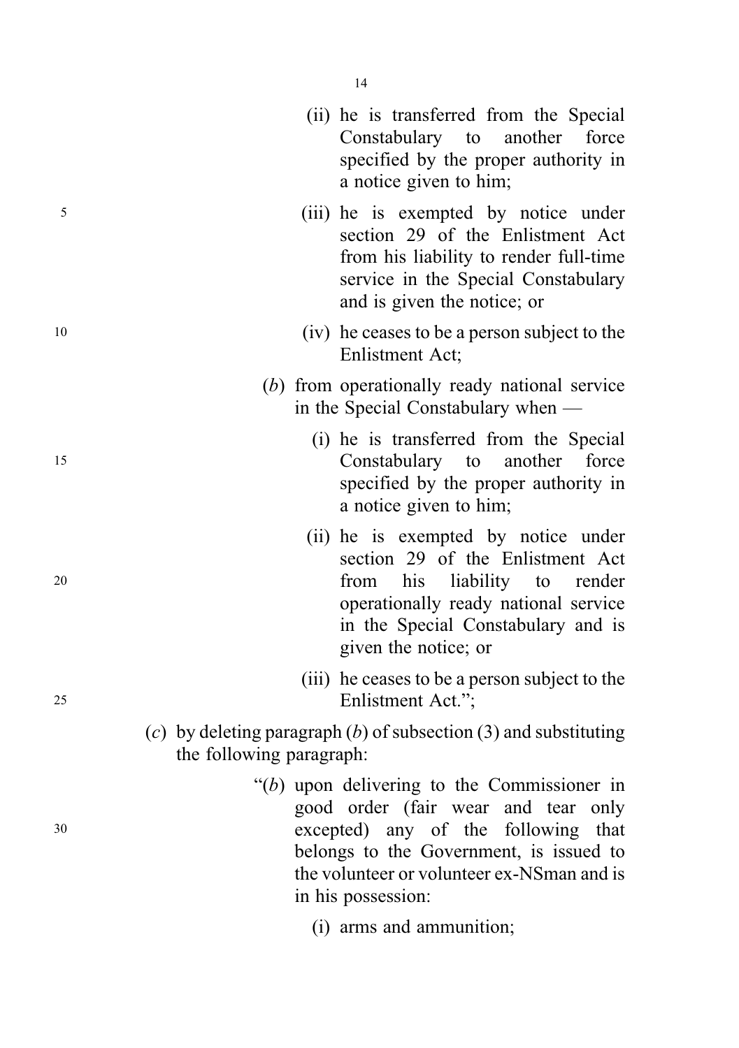(ii) he is transferred from the Special Constabulary to another force specified by the proper authority in a notice given to him;

(iii) he is exempted by notice under section 29 of the Enlistment Act from his liability to render full-time service in the Special Constabulary and is given the notice; or

(iv) he ceases to be a person subject to the Enlistment Act;

(*b*) from operationally ready national service in the Special Constabulary when —

(i) he is transferred from the Special Constabulary to another force specified by the proper authority in a notice given to him;

(ii) he is exempted by notice under section 29 of the Enlistment Act from his liability to render operationally ready national service in the Special Constabulary and is given the notice; or

(iii) he ceases to be a person subject to the Enlistment Act.";

(*c*) by deleting paragraph (*b*) of subsection (3) and substituting the following paragraph:

"(*b*) upon delivering to the Commissioner in good order (fair wear and tear only excepted) any of the following that belongs to the Government, is issued to the volunteer or volunteer ex-NSman and is in his possession:

(i) arms and ammunition;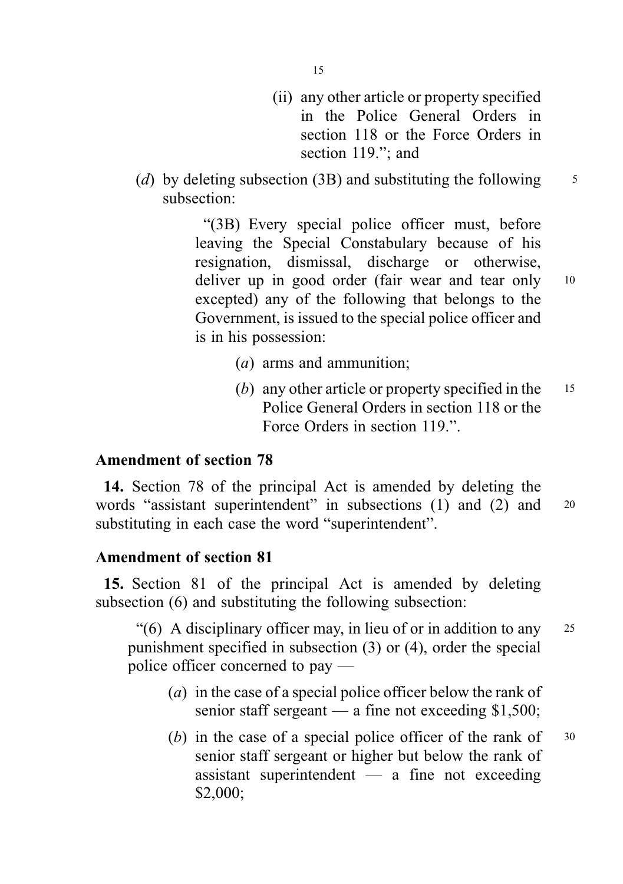(ii) any other article or property specified in the Police General Orders in section 118 or the Force Orders in section 119."; and

(*d*) by deleting subsection (3B) and substituting the following subsection:

"(3B) Every special police officer must, before leaving the Special Constabulary because of his resignation, dismissal, discharge or otherwise, deliver up in good order (fair wear and tear only excepted) any of the following that belongs to the Government, is issued to the special police officer and is in his possession:

(*a*) arms and ammunition;

(*b*) any other article or property specified in the Police General Orders in section 118 or the Force Orders in section 119.".

### Amendment of section 78

**14.** Section 78 of the principal Act is amended by deleting the words "assistant superintendent" in subsections (1) and (2) and substituting in each case the word "superintendent".

### Amendment of section 81

**15.** Section 81 of the principal Act is amended by deleting subsection (6) and substituting the following subsection:

"(6) A disciplinary officer may, in lieu of or in addition to any punishment specified in subsection (3) or (4), order the special police officer concerned to pay —

(*a*) in the case of a special police officer below the rank of senior staff sergeant — a fine not exceeding $1,500;

(*b*) in the case of a special police officer of the rank of senior staff sergeant or higher but below the rank of assistant superintendent — a fine not exceeding $2,000;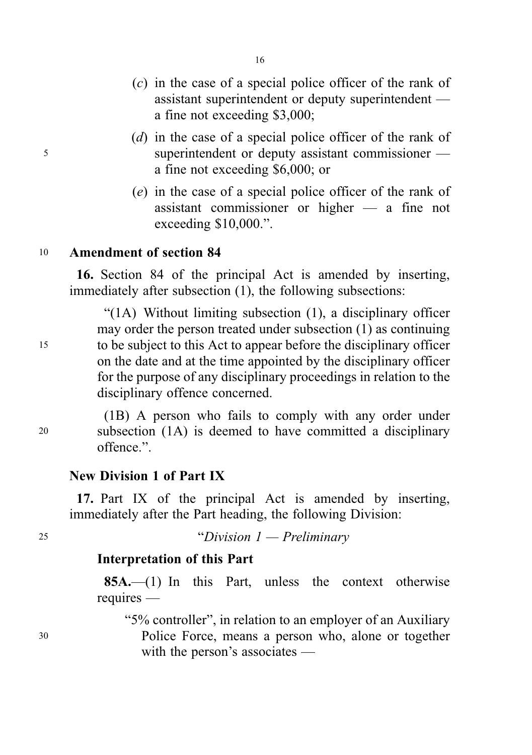(*c*) in the case of a special police officer of the rank of assistant superintendent or deputy superintendent — a fine not exceeding $3,000;

(*d*) in the case of a special police officer of the rank of superintendent or deputy assistant commissioner — a fine not exceeding $6,000; or

(*e*) in the case of a special police officer of the rank of assistant commissioner or higher — a fine not exceeding $10,000.".

**Amendment of section 84**

**16.** Section 84 of the principal Act is amended by inserting, immediately after subsection (1), the following subsections:

"(1A) Without limiting subsection (1), a disciplinary officer may order the person treated under subsection (1) as continuing to be subject to this Act to appear before the disciplinary officer on the date and at the time appointed by the disciplinary officer for the purpose of any disciplinary proceedings in relation to the disciplinary offence concerned.

(1B) A person who fails to comply with any order under subsection (1A) is deemed to have committed a disciplinary offence.".

**New Division 1 of Part IX**

**17.** Part IX of the principal Act is amended by inserting, immediately after the Part heading, the following Division:

"*Division 1 — Preliminary*

**Interpretation of this Part**

**85A.**—(1) In this Part, unless the context otherwise requires —

"5% controller", in relation to an employer of an Auxiliary Police Force, means a person who, alone or together with the person's associates —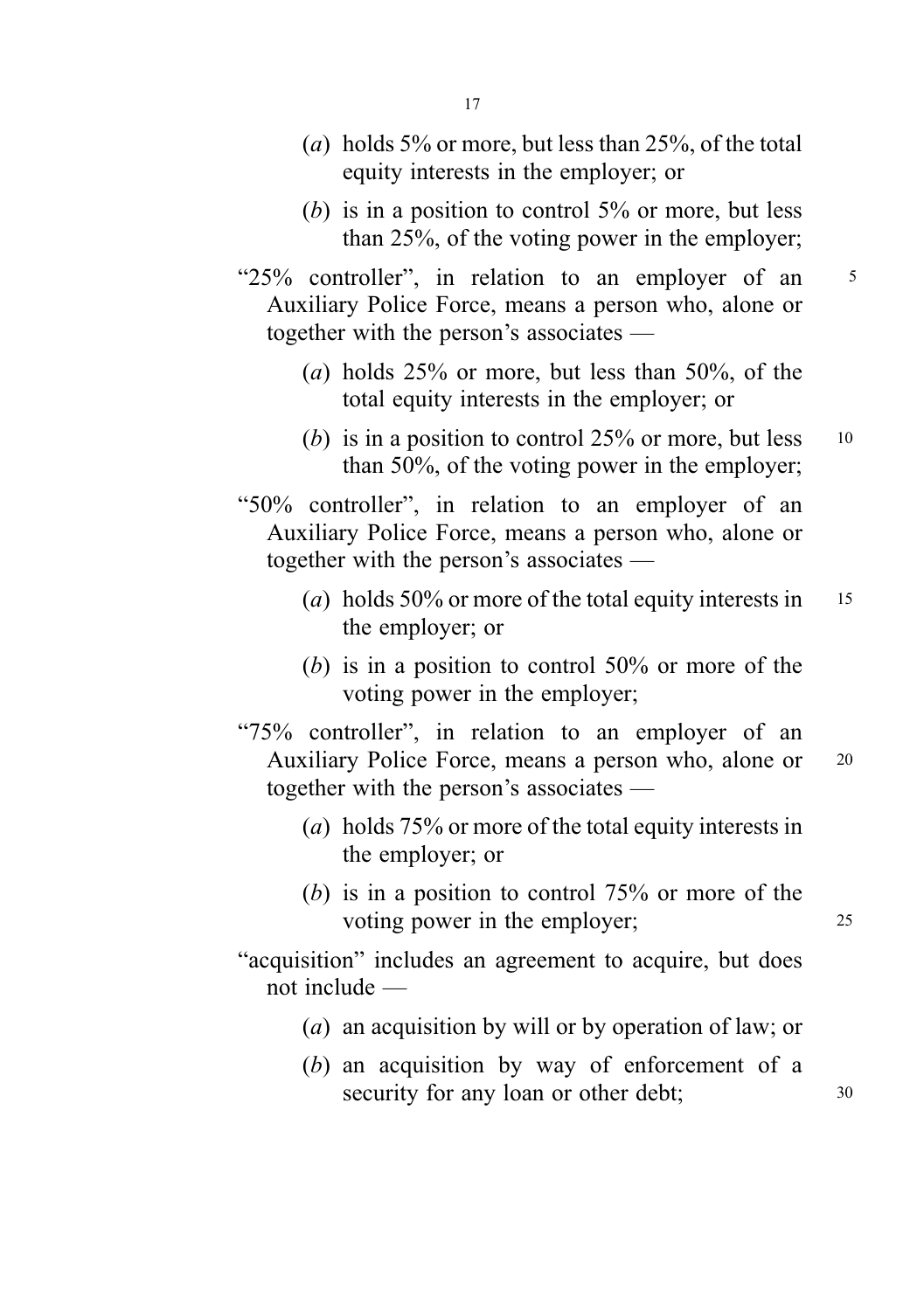(*a*) holds 5% or more, but less than 25%, of the total equity interests in the employer; or

(*b*) is in a position to control 5% or more, but less than 25%, of the voting power in the employer;

"25% controller", in relation to an employer of an Auxiliary Police Force, means a person who, alone or together with the person's associates —

(*a*) holds 25% or more, but less than 50%, of the total equity interests in the employer; or

(*b*) is in a position to control 25% or more, but less than 50%, of the voting power in the employer;

"50% controller", in relation to an employer of an Auxiliary Police Force, means a person who, alone or together with the person's associates —

(*a*) holds 50% or more of the total equity interests in the employer; or

(*b*) is in a position to control 50% or more of the voting power in the employer;

"75% controller", in relation to an employer of an Auxiliary Police Force, means a person who, alone or together with the person's associates —

(*a*) holds 75% or more of the total equity interests in the employer; or

(*b*) is in a position to control 75% or more of the voting power in the employer;

"acquisition" includes an agreement to acquire, but does not include —

(*a*) an acquisition by will or by operation of law; or

(*b*) an acquisition by way of enforcement of a security for any loan or other debt;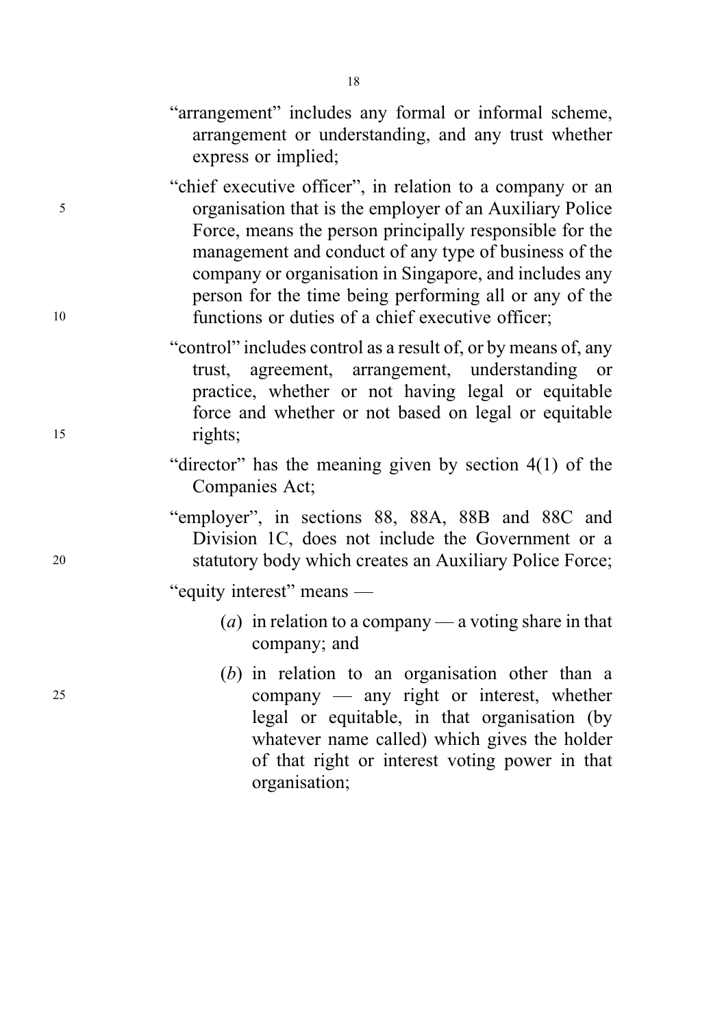"arrangement" includes any formal or informal scheme, arrangement or understanding, and any trust whether express or implied;

"chief executive officer", in relation to a company or an organisation that is the employer of an Auxiliary Police Force, means the person principally responsible for the management and conduct of any type of business of the company or organisation in Singapore, and includes any person for the time being performing all or any of the functions or duties of a chief executive officer;

"control" includes control as a result of, or by means of, any trust, agreement, arrangement, understanding or practice, whether or not having legal or equitable force and whether or not based on legal or equitable rights;

"director" has the meaning given by section 4(1) of the Companies Act;

"employer", in sections 88, 88A, 88B and 88C and Division 1C, does not include the Government or a statutory body which creates an Auxiliary Police Force;

"equity interest" means —

(*a*) in relation to a company — a voting share in that company; and

(*b*) in relation to an organisation other than a company — any right or interest, whether legal or equitable, in that organisation (by whatever name called) which gives the holder of that right or interest voting power in that organisation;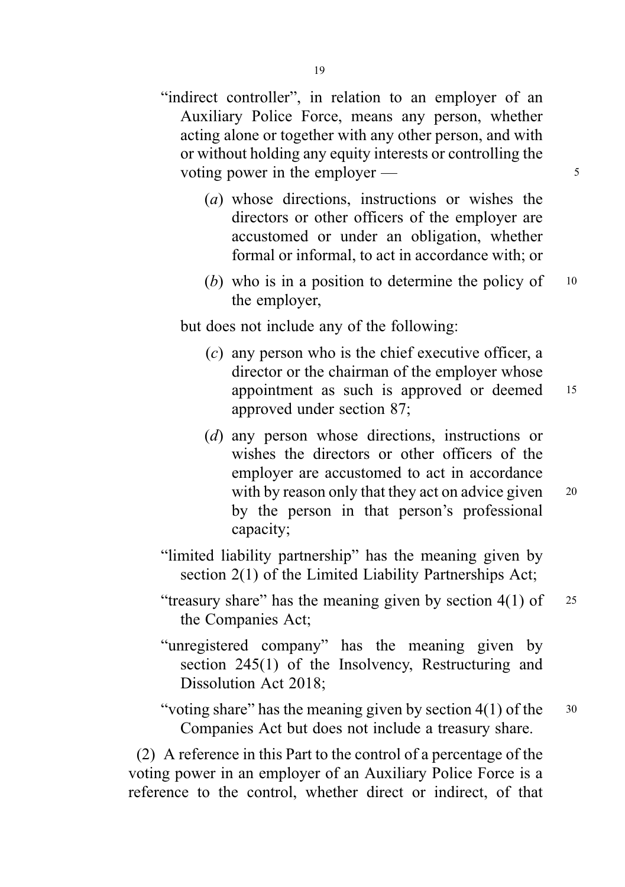"indirect controller", in relation to an employer of an Auxiliary Police Force, means any person, whether acting alone or together with any other person, and with or without holding any equity interests or controlling the voting power in the employer —

(*a*) whose directions, instructions or wishes the directors or other officers of the employer are accustomed or under an obligation, whether formal or informal, to act in accordance with; or

(*b*) who is in a position to determine the policy of the employer,

but does not include any of the following:

(*c*) any person who is the chief executive officer, a director or the chairman of the employer whose appointment as such is approved or deemed approved under section 87;

(*d*) any person whose directions, instructions or wishes the directors or other officers of the employer are accustomed to act in accordance with by reason only that they act on advice given by the person in that person's professional capacity;

"limited liability partnership" has the meaning given by section 2(1) of the Limited Liability Partnerships Act;

"treasury share" has the meaning given by section 4(1) of the Companies Act;

"unregistered company" has the meaning given by section 245(1) of the Insolvency, Restructuring and Dissolution Act 2018;

"voting share" has the meaning given by section 4(1) of the Companies Act but does not include a treasury share.

(2) A reference in this Part to the control of a percentage of the voting power in an employer of an Auxiliary Police Force is a reference to the control, whether direct or indirect, of that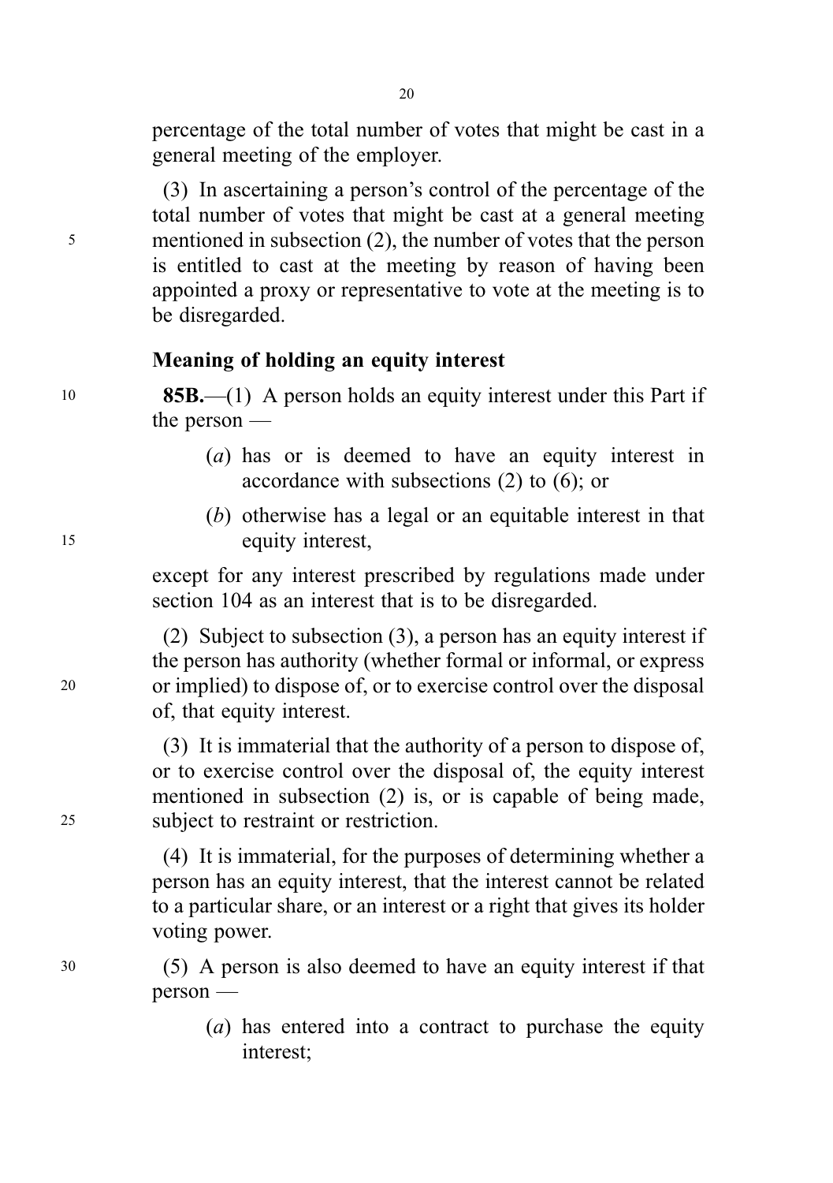percentage of the total number of votes that might be cast in a general meeting of the employer.

(3) In ascertaining a person's control of the percentage of the total number of votes that might be cast at a general meeting mentioned in subsection (2), the number of votes that the person is entitled to cast at the meeting by reason of having been appointed a proxy or representative to vote at the meeting is to be disregarded.

### Meaning of holding an equity interest

**85B.**—(1) A person holds an equity interest under this Part if the person —

- (*a*) has or is deemed to have an equity interest in accordance with subsections (2) to (6); or
- (*b*) otherwise has a legal or an equitable interest in that equity interest,

except for any interest prescribed by regulations made under section 104 as an interest that is to be disregarded.

(2) Subject to subsection (3), a person has an equity interest if the person has authority (whether formal or informal, or express or implied) to dispose of, or to exercise control over the disposal of, that equity interest.

(3) It is immaterial that the authority of a person to dispose of, or to exercise control over the disposal of, the equity interest mentioned in subsection (2) is, or is capable of being made, subject to restraint or restriction.

(4) It is immaterial, for the purposes of determining whether a person has an equity interest, that the interest cannot be related to a particular share, or an interest or a right that gives its holder voting power.

(5) A person is also deemed to have an equity interest if that person —

- (*a*) has entered into a contract to purchase the equity interest;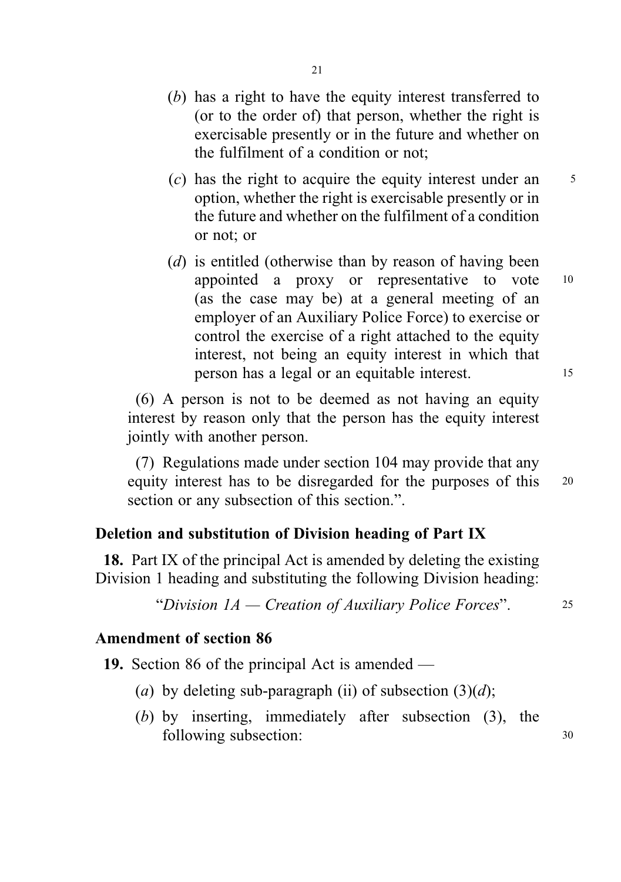(*b*) has a right to have the equity interest transferred to (or to the order of) that person, whether the right is exercisable presently or in the future and whether on the fulfilment of a condition or not;

(*c*) has the right to acquire the equity interest under an option, whether the right is exercisable presently or in the future and whether on the fulfilment of a condition or not; or

(*d*) is entitled (otherwise than by reason of having been appointed a proxy or representative to vote (as the case may be) at a general meeting of an employer of an Auxiliary Police Force) to exercise or control the exercise of a right attached to the equity interest, not being an equity interest in which that person has a legal or an equitable interest.

(6) A person is not to be deemed as not having an equity interest by reason only that the person has the equity interest jointly with another person.

(7) Regulations made under section 104 may provide that any equity interest has to be disregarded for the purposes of this section or any subsection of this section.".

**Deletion and substitution of Division heading of Part IX**

**18.** Part IX of the principal Act is amended by deleting the existing Division 1 heading and substituting the following Division heading:

"*Division 1A — Creation of Auxiliary Police Forces*".

**Amendment of section 86**

**19.** Section 86 of the principal Act is amended —

(*a*) by deleting sub-paragraph (ii) of subsection (3)(*d*);

(*b*) by inserting, immediately after subsection (3), the following subsection: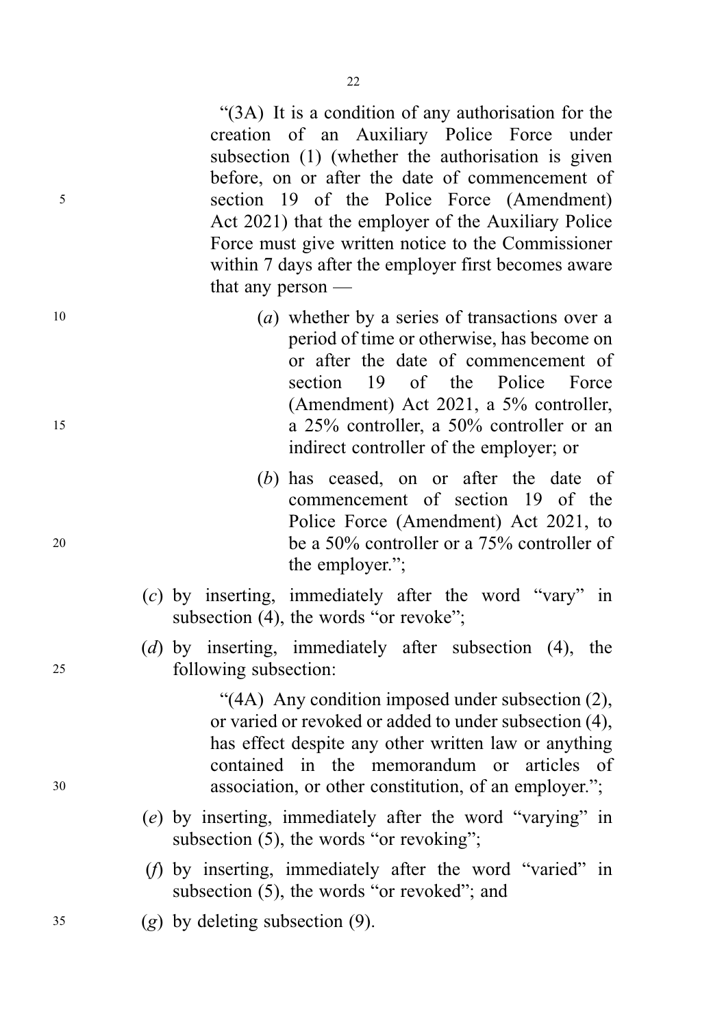"(3A) It is a condition of any authorisation for the creation of an Auxiliary Police Force under subsection (1) (whether the authorisation is given before, on or after the date of commencement of section 19 of the Police Force (Amendment) Act 2021) that the employer of the Auxiliary Police Force must give written notice to the Commissioner within 7 days after the employer first becomes aware that any person —

(*a*) whether by a series of transactions over a period of time or otherwise, has become on or after the date of commencement of section 19 of the Police Force (Amendment) Act 2021, a 5% controller, a 25% controller, a 50% controller or an indirect controller of the employer; or

(*b*) has ceased, on or after the date of commencement of section 19 of the Police Force (Amendment) Act 2021, to be a 50% controller or a 75% controller of the employer.";

(*c*) by inserting, immediately after the word "vary" in subsection (4), the words "or revoke";

(*d*) by inserting, immediately after subsection (4), the following subsection:

"(4A) Any condition imposed under subsection (2), or varied or revoked or added to under subsection (4), has effect despite any other written law or anything contained in the memorandum or articles of association, or other constitution, of an employer.";

(*e*) by inserting, immediately after the word "varying" in subsection (5), the words "or revoking";

(*f*) by inserting, immediately after the word "varied" in subsection (5), the words "or revoked"; and

(*g*) by deleting subsection (9).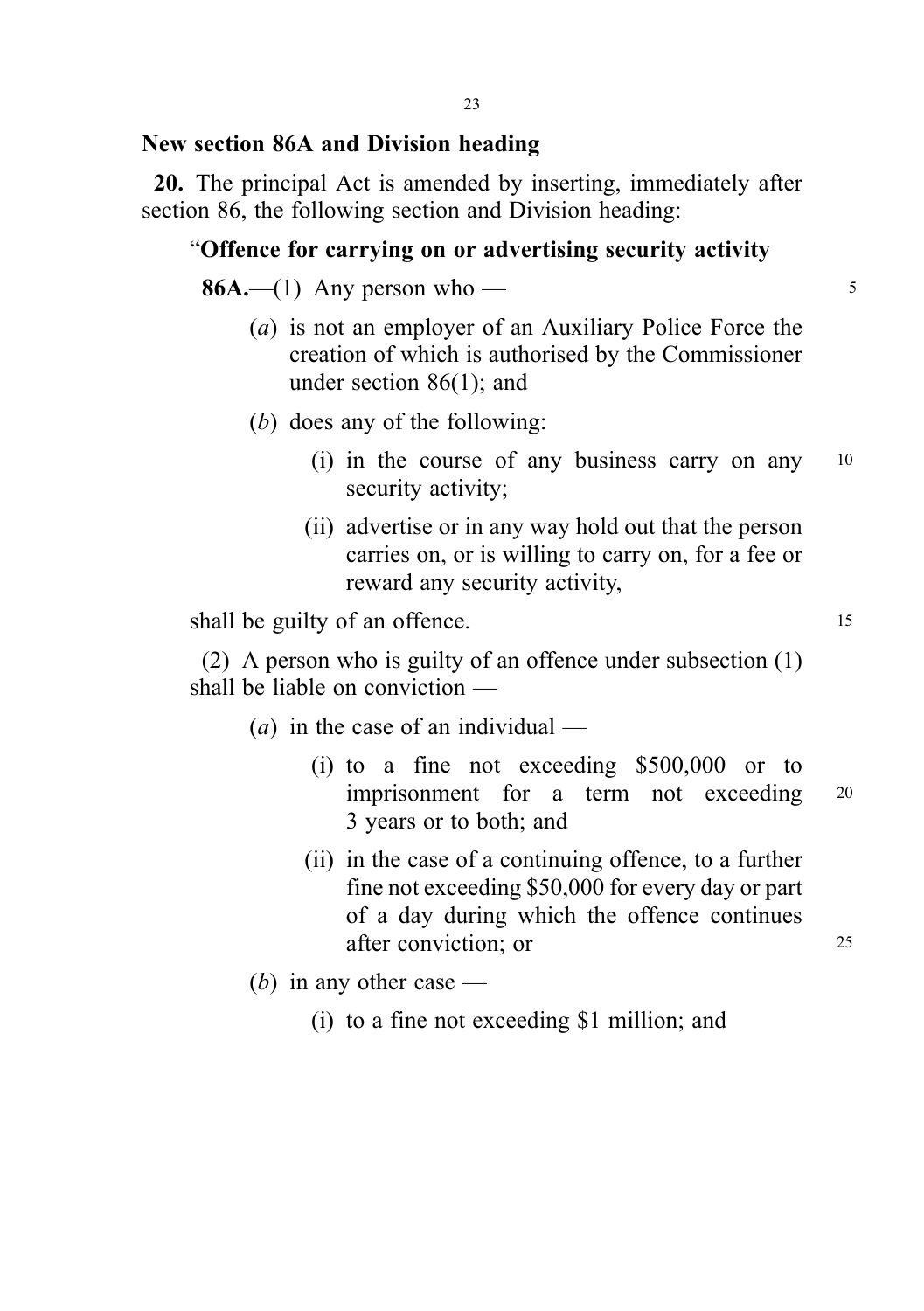## New section 86A and Division heading

**20.** The principal Act is amended by inserting, immediately after section 86, the following section and Division heading:

"**Offence for carrying on or advertising security activity**

**86A.**—(1) Any person who —

(*a*) is not an employer of an Auxiliary Police Force the creation of which is authorised by the Commissioner under section 86(1); and

(*b*) does any of the following:

(i) in the course of any business carry on any security activity;

(ii) advertise or in any way hold out that the person carries on, or is willing to carry on, for a fee or reward any security activity,

shall be guilty of an offence.

(2) A person who is guilty of an offence under subsection (1) shall be liable on conviction —

(*a*) in the case of an individual —

(i) to a fine not exceeding $500,000 or to imprisonment for a term not exceeding 3 years or to both; and

(ii) in the case of a continuing offence, to a further fine not exceeding $50,000 for every day or part of a day during which the offence continues after conviction; or

(*b*) in any other case —

(i) to a fine not exceeding $1 million; and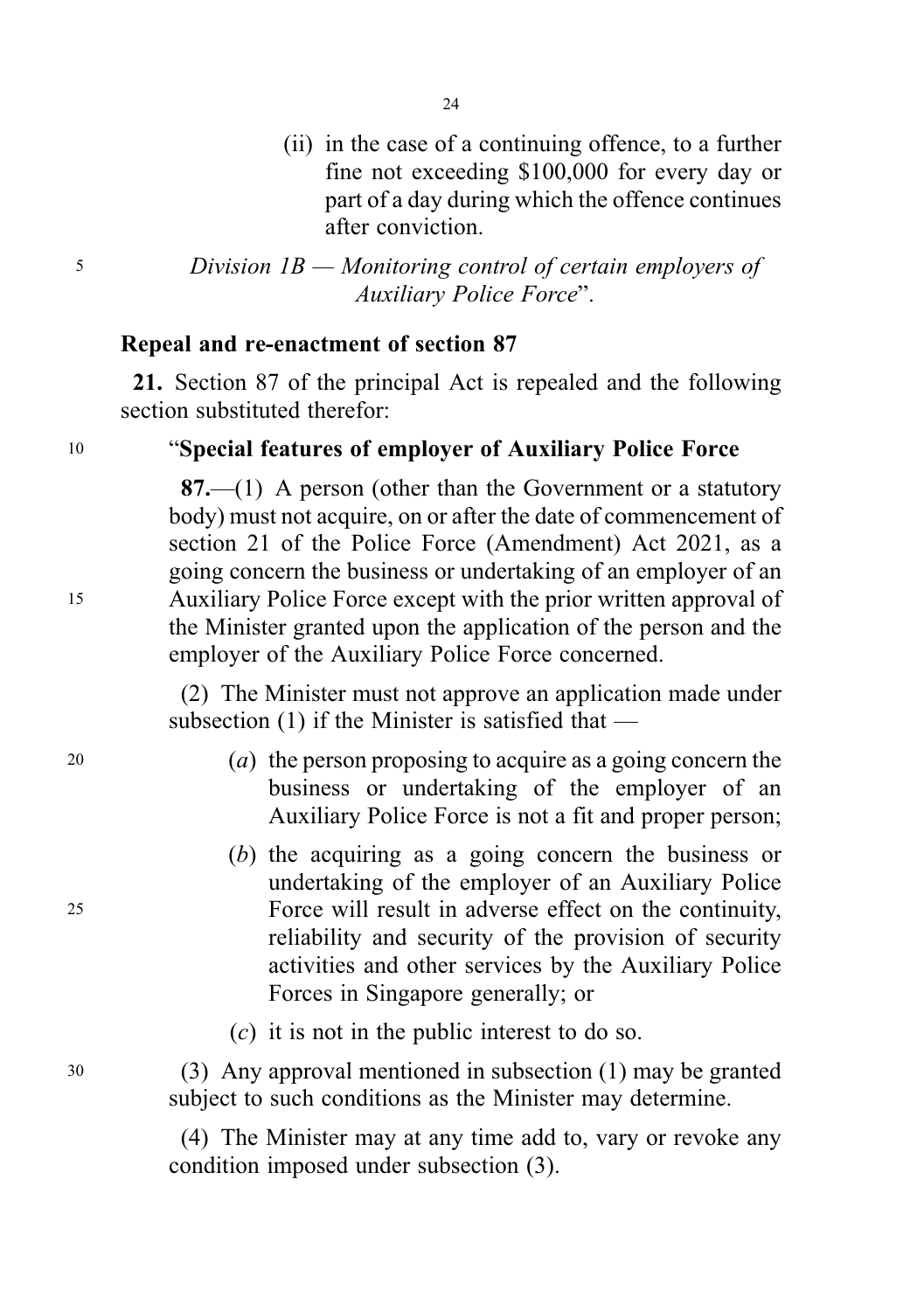(ii) in the case of a continuing offence, to a further fine not exceeding $100,000 for every day or part of a day during which the offence continues after conviction.

*Division 1B — Monitoring control of certain employers of Auxiliary Police Force*".

**Repeal and re-enactment of section 87**

**21.** Section 87 of the principal Act is repealed and the following section substituted therefor:

"**Special features of employer of Auxiliary Police Force**

**87.**—(1) A person (other than the Government or a statutory body) must not acquire, on or after the date of commencement of section 21 of the Police Force (Amendment) Act 2021, as a going concern the business or undertaking of an employer of an Auxiliary Police Force except with the prior written approval of the Minister granted upon the application of the person and the employer of the Auxiliary Police Force concerned.

(2) The Minister must not approve an application made under subsection (1) if the Minister is satisfied that —

(*a*) the person proposing to acquire as a going concern the business or undertaking of the employer of an Auxiliary Police Force is not a fit and proper person;

(*b*) the acquiring as a going concern the business or undertaking of the employer of an Auxiliary Police Force will result in adverse effect on the continuity, reliability and security of the provision of security activities and other services by the Auxiliary Police Forces in Singapore generally; or

(*c*) it is not in the public interest to do so.

(3) Any approval mentioned in subsection (1) may be granted subject to such conditions as the Minister may determine.

(4) The Minister may at any time add to, vary or revoke any condition imposed under subsection (3).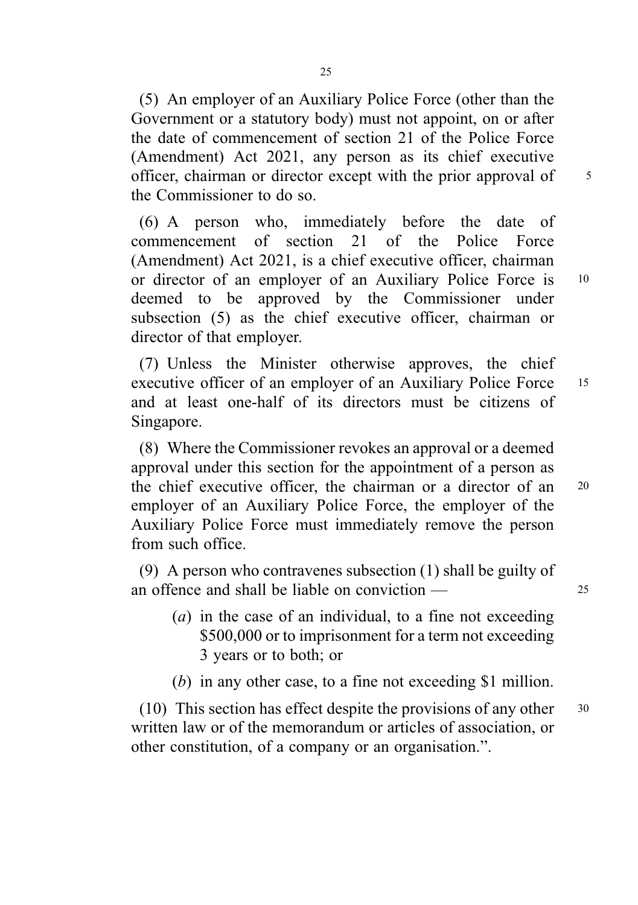(5) An employer of an Auxiliary Police Force (other than the Government or a statutory body) must not appoint, on or after the date of commencement of section 21 of the Police Force (Amendment) Act 2021, any person as its chief executive officer, chairman or director except with the prior approval of the Commissioner to do so.

(6) A person who, immediately before the date of commencement of section 21 of the Police Force (Amendment) Act 2021, is a chief executive officer, chairman or director of an employer of an Auxiliary Police Force is deemed to be approved by the Commissioner under subsection (5) as the chief executive officer, chairman or director of that employer.

(7) Unless the Minister otherwise approves, the chief executive officer of an employer of an Auxiliary Police Force and at least one-half of its directors must be citizens of Singapore.

(8) Where the Commissioner revokes an approval or a deemed approval under this section for the appointment of a person as the chief executive officer, the chairman or a director of an employer of an Auxiliary Police Force, the employer of the Auxiliary Police Force must immediately remove the person from such office.

(9) A person who contravenes subsection (1) shall be guilty of an offence and shall be liable on conviction —

(*a*) in the case of an individual, to a fine not exceeding $500,000 or to imprisonment for a term not exceeding 3 years or to both; or

(*b*) in any other case, to a fine not exceeding $1 million.

(10) This section has effect despite the provisions of any other written law or of the memorandum or articles of association, or other constitution, of a company or an organisation.".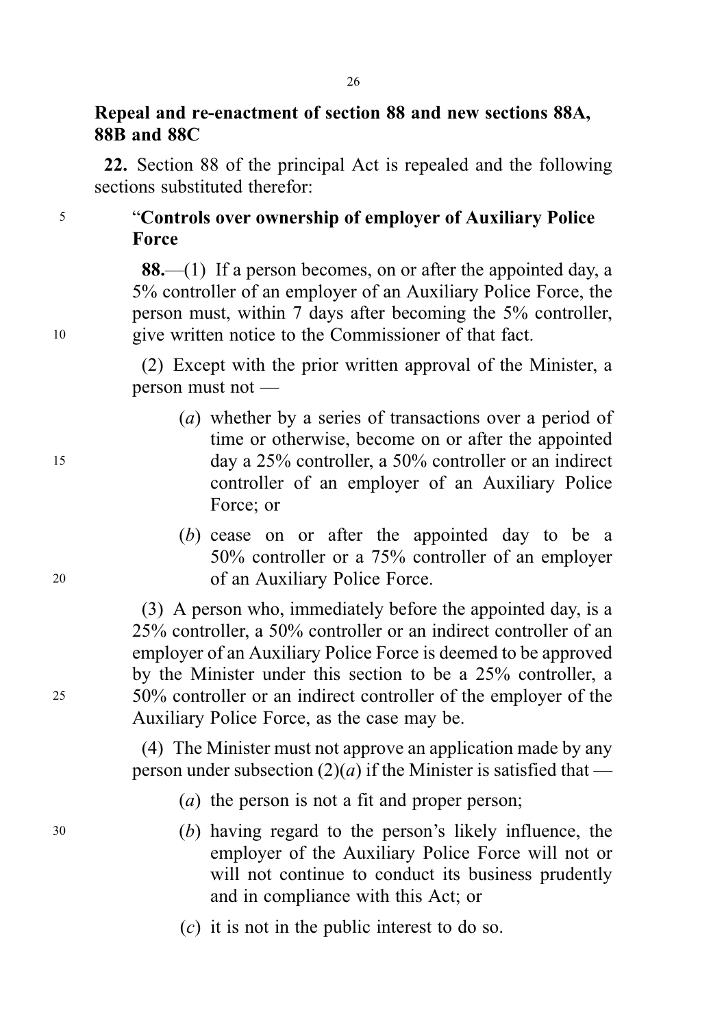**Repeal and re-enactment of section 88 and new sections 88A, 88B and 88C**

**22.** Section 88 of the principal Act is repealed and the following sections substituted therefor:

"**Controls over ownership of employer of Auxiliary Police Force**

**88.**—(1) If a person becomes, on or after the appointed day, a 5% controller of an employer of an Auxiliary Police Force, the person must, within 7 days after becoming the 5% controller, give written notice to the Commissioner of that fact.

(2) Except with the prior written approval of the Minister, a person must not —

(*a*) whether by a series of transactions over a period of time or otherwise, become on or after the appointed day a 25% controller, a 50% controller or an indirect controller of an employer of an Auxiliary Police Force; or

(*b*) cease on or after the appointed day to be a 50% controller or a 75% controller of an employer of an Auxiliary Police Force.

(3) A person who, immediately before the appointed day, is a 25% controller, a 50% controller or an indirect controller of an employer of an Auxiliary Police Force is deemed to be approved by the Minister under this section to be a 25% controller, a 50% controller or an indirect controller of the employer of the Auxiliary Police Force, as the case may be.

(4) The Minister must not approve an application made by any person under subsection (2)(*a*) if the Minister is satisfied that —

(*a*) the person is not a fit and proper person;

(*b*) having regard to the person's likely influence, the employer of the Auxiliary Police Force will not or will not continue to conduct its business prudently and in compliance with this Act; or

(*c*) it is not in the public interest to do so.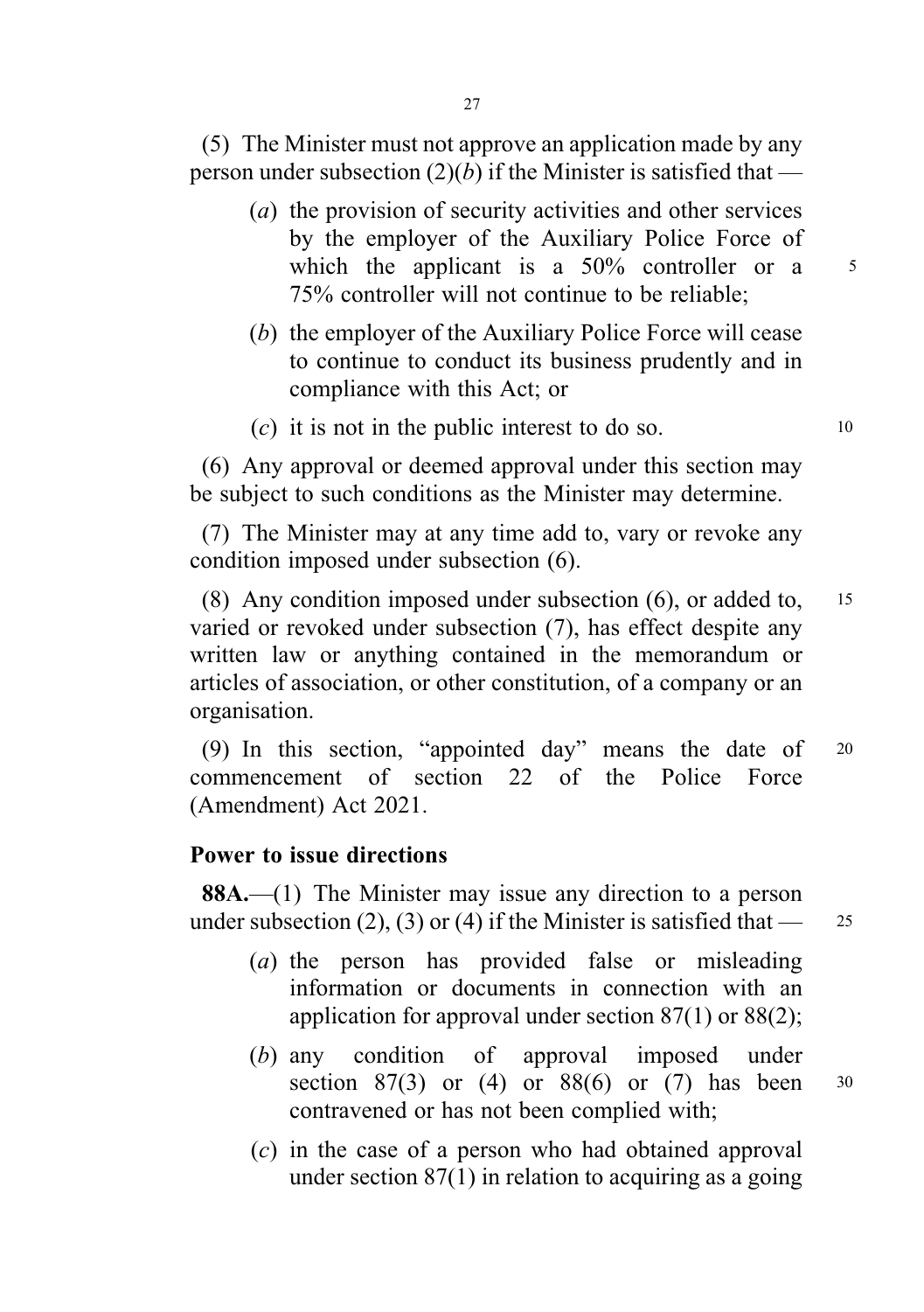(5) The Minister must not approve an application made by any person under subsection (2)(*b*) if the Minister is satisfied that —

(*a*) the provision of security activities and other services by the employer of the Auxiliary Police Force of which the applicant is a 50% controller or a 75% controller will not continue to be reliable;

(*b*) the employer of the Auxiliary Police Force will cease to continue to conduct its business prudently and in compliance with this Act; or

(*c*) it is not in the public interest to do so.

(6) Any approval or deemed approval under this section may be subject to such conditions as the Minister may determine.

(7) The Minister may at any time add to, vary or revoke any condition imposed under subsection (6).

(8) Any condition imposed under subsection (6), or added to, varied or revoked under subsection (7), has effect despite any written law or anything contained in the memorandum or articles of association, or other constitution, of a company or an organisation.

(9) In this section, "appointed day" means the date of commencement of section 22 of the Police Force (Amendment) Act 2021.

### Power to issue directions

**88A.**—(1) The Minister may issue any direction to a person under subsection (2), (3) or (4) if the Minister is satisfied that —

(*a*) the person has provided false or misleading information or documents in connection with an application for approval under section 87(1) or 88(2);

(*b*) any condition of approval imposed under section 87(3) or (4) or 88(6) or (7) has been contravened or has not been complied with;

(*c*) in the case of a person who had obtained approval under section 87(1) in relation to acquiring as a going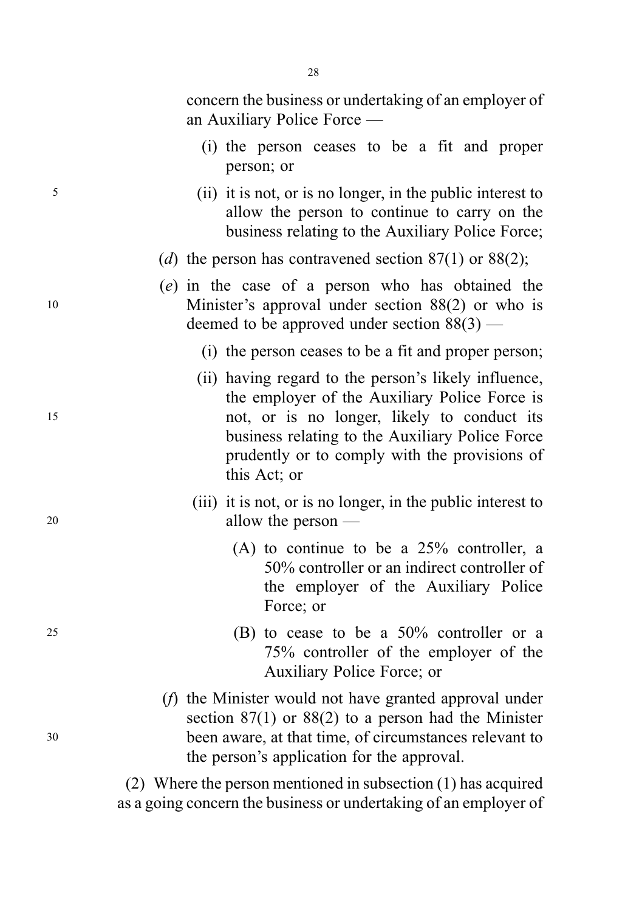concern the business or undertaking of an employer of an Auxiliary Police Force —

  (i) the person ceases to be a fit and proper person; or

  (ii) it is not, or is no longer, in the public interest to allow the person to continue to carry on the business relating to the Auxiliary Police Force;

(*d*) the person has contravened section 87(1) or 88(2);

(*e*) in the case of a person who has obtained the Minister's approval under section 88(2) or who is deemed to be approved under section 88(3) —

  (i) the person ceases to be a fit and proper person;

  (ii) having regard to the person's likely influence, the employer of the Auxiliary Police Force is not, or is no longer, likely to conduct its business relating to the Auxiliary Police Force prudently or to comply with the provisions of this Act; or

  (iii) it is not, or is no longer, in the public interest to allow the person —

    (A) to continue to be a 25% controller, a 50% controller or an indirect controller of the employer of the Auxiliary Police Force; or

    (B) to cease to be a 50% controller or a 75% controller of the employer of the Auxiliary Police Force; or

(*f*) the Minister would not have granted approval under section 87(1) or 88(2) to a person had the Minister been aware, at that time, of circumstances relevant to the person's application for the approval.

(2) Where the person mentioned in subsection (1) has acquired as a going concern the business or undertaking of an employer of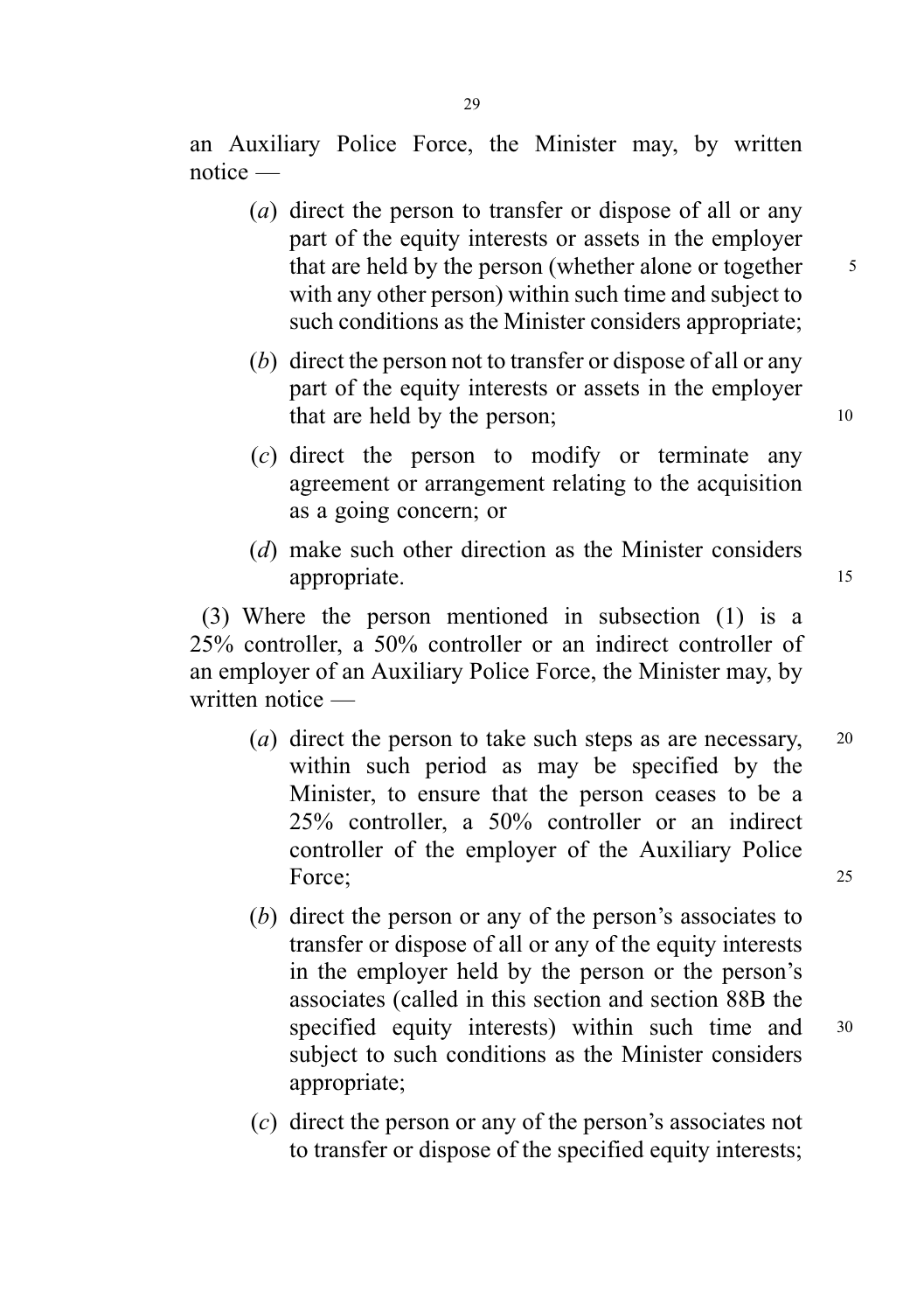an Auxiliary Police Force, the Minister may, by written notice —

(*a*) direct the person to transfer or dispose of all or any part of the equity interests or assets in the employer that are held by the person (whether alone or together with any other person) within such time and subject to such conditions as the Minister considers appropriate;

(*b*) direct the person not to transfer or dispose of all or any part of the equity interests or assets in the employer that are held by the person;

(*c*) direct the person to modify or terminate any agreement or arrangement relating to the acquisition as a going concern; or

(*d*) make such other direction as the Minister considers appropriate.

(3) Where the person mentioned in subsection (1) is a 25% controller, a 50% controller or an indirect controller of an employer of an Auxiliary Police Force, the Minister may, by written notice —

(*a*) direct the person to take such steps as are necessary, within such period as may be specified by the Minister, to ensure that the person ceases to be a 25% controller, a 50% controller or an indirect controller of the employer of the Auxiliary Police Force;

(*b*) direct the person or any of the person's associates to transfer or dispose of all or any of the equity interests in the employer held by the person or the person's associates (called in this section and section 88B the specified equity interests) within such time and subject to such conditions as the Minister considers appropriate;

(*c*) direct the person or any of the person's associates not to transfer or dispose of the specified equity interests;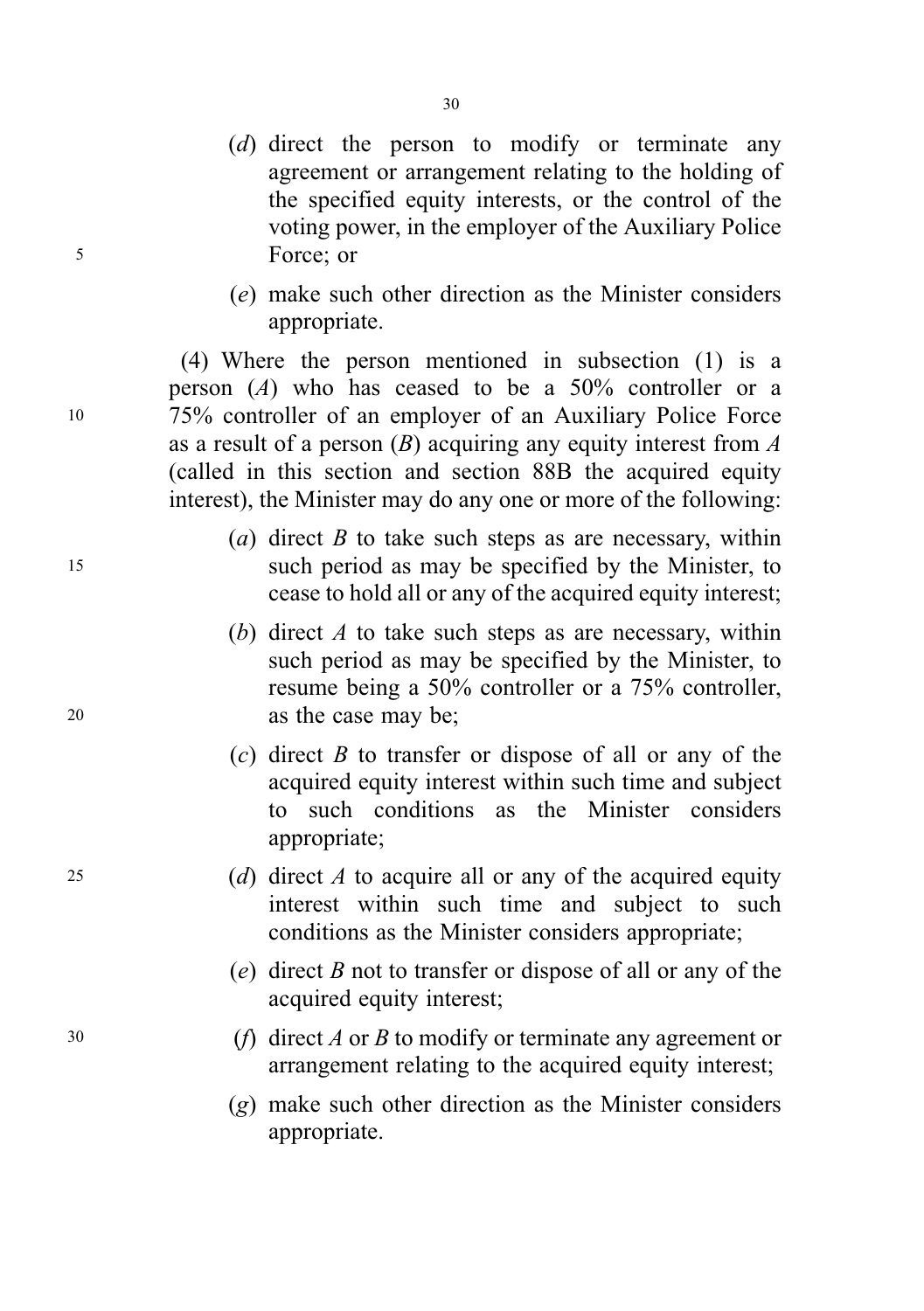(*d*) direct the person to modify or terminate any agreement or arrangement relating to the holding of the specified equity interests, or the control of the voting power, in the employer of the Auxiliary Police Force; or

(*e*) make such other direction as the Minister considers appropriate.

(4) Where the person mentioned in subsection (1) is a person (*A*) who has ceased to be a 50% controller or a 75% controller of an employer of an Auxiliary Police Force as a result of a person (*B*) acquiring any equity interest from *A* (called in this section and section 88B the acquired equity interest), the Minister may do any one or more of the following:

(*a*) direct *B* to take such steps as are necessary, within such period as may be specified by the Minister, to cease to hold all or any of the acquired equity interest;

(*b*) direct *A* to take such steps as are necessary, within such period as may be specified by the Minister, to resume being a 50% controller or a 75% controller, as the case may be;

(*c*) direct *B* to transfer or dispose of all or any of the acquired equity interest within such time and subject to such conditions as the Minister considers appropriate;

(*d*) direct *A* to acquire all or any of the acquired equity interest within such time and subject to such conditions as the Minister considers appropriate;

(*e*) direct *B* not to transfer or dispose of all or any of the acquired equity interest;

(*f*) direct *A* or *B* to modify or terminate any agreement or arrangement relating to the acquired equity interest;

(*g*) make such other direction as the Minister considers appropriate.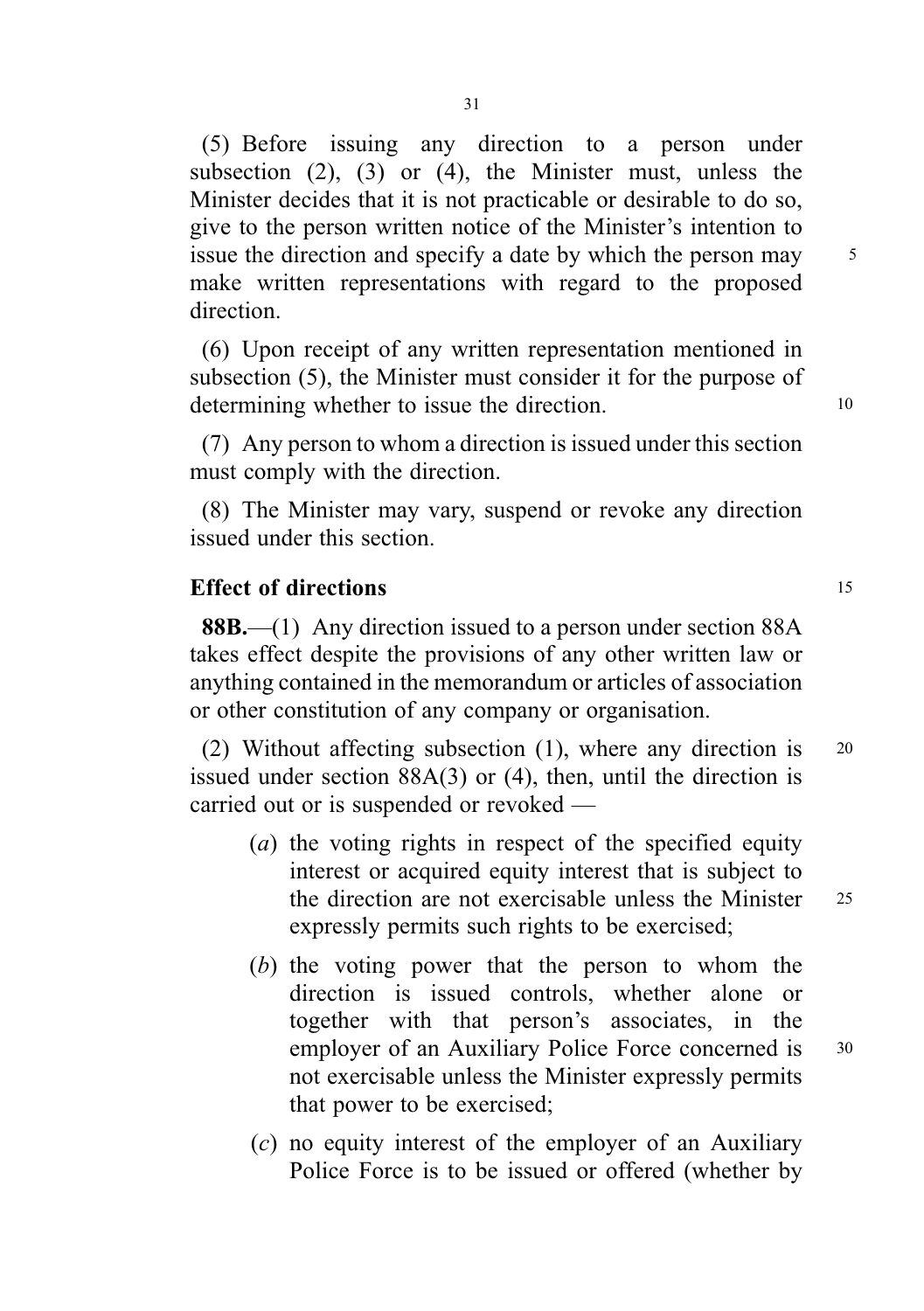(5) Before issuing any direction to a person under subsection (2), (3) or (4), the Minister must, unless the Minister decides that it is not practicable or desirable to do so, give to the person written notice of the Minister's intention to issue the direction and specify a date by which the person may make written representations with regard to the proposed direction.

(6) Upon receipt of any written representation mentioned in subsection (5), the Minister must consider it for the purpose of determining whether to issue the direction.

(7) Any person to whom a direction is issued under this section must comply with the direction.

(8) The Minister may vary, suspend or revoke any direction issued under this section.

**Effect of directions**

**88B.**—(1) Any direction issued to a person under section 88A takes effect despite the provisions of any other written law or anything contained in the memorandum or articles of association or other constitution of any company or organisation.

(2) Without affecting subsection (1), where any direction is issued under section 88A(3) or (4), then, until the direction is carried out or is suspended or revoked —

(*a*) the voting rights in respect of the specified equity interest or acquired equity interest that is subject to the direction are not exercisable unless the Minister expressly permits such rights to be exercised;

(*b*) the voting power that the person to whom the direction is issued controls, whether alone or together with that person's associates, in the employer of an Auxiliary Police Force concerned is not exercisable unless the Minister expressly permits that power to be exercised;

(*c*) no equity interest of the employer of an Auxiliary Police Force is to be issued or offered (whether by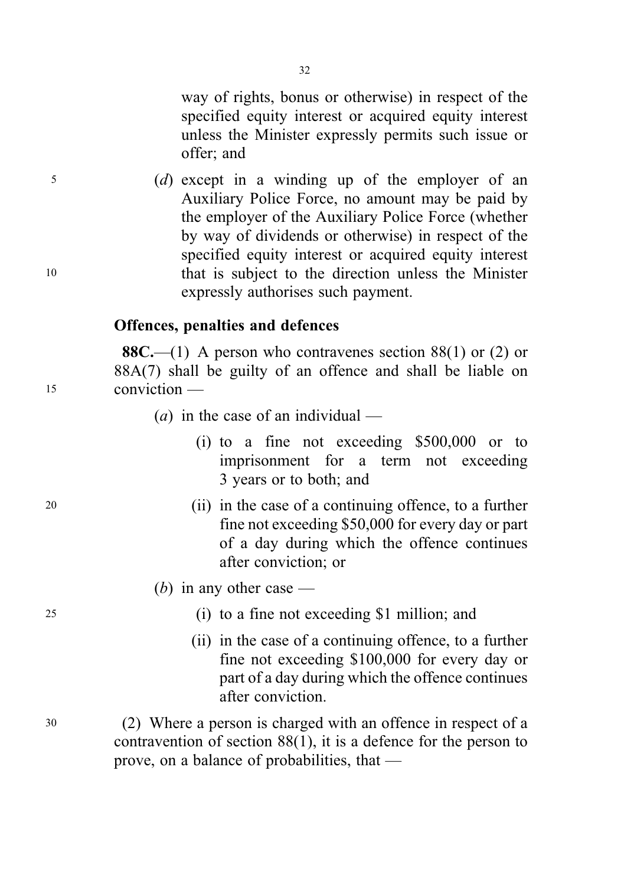way of rights, bonus or otherwise) in respect of the specified equity interest or acquired equity interest unless the Minister expressly permits such issue or offer; and

(*d*) except in a winding up of the employer of an Auxiliary Police Force, no amount may be paid by the employer of the Auxiliary Police Force (whether by way of dividends or otherwise) in respect of the specified equity interest or acquired equity interest that is subject to the direction unless the Minister expressly authorises such payment.

**Offences, penalties and defences**

**88C.**—(1) A person who contravenes section 88(1) or (2) or 88A(7) shall be guilty of an offence and shall be liable on conviction —

(*a*) in the case of an individual —

(i) to a fine not exceeding $500,000 or to imprisonment for a term not exceeding 3 years or to both; and

(ii) in the case of a continuing offence, to a further fine not exceeding $50,000 for every day or part of a day during which the offence continues after conviction; or

(*b*) in any other case —

(i) to a fine not exceeding $1 million; and

(ii) in the case of a continuing offence, to a further fine not exceeding $100,000 for every day or part of a day during which the offence continues after conviction.

(2) Where a person is charged with an offence in respect of a contravention of section 88(1), it is a defence for the person to prove, on a balance of probabilities, that —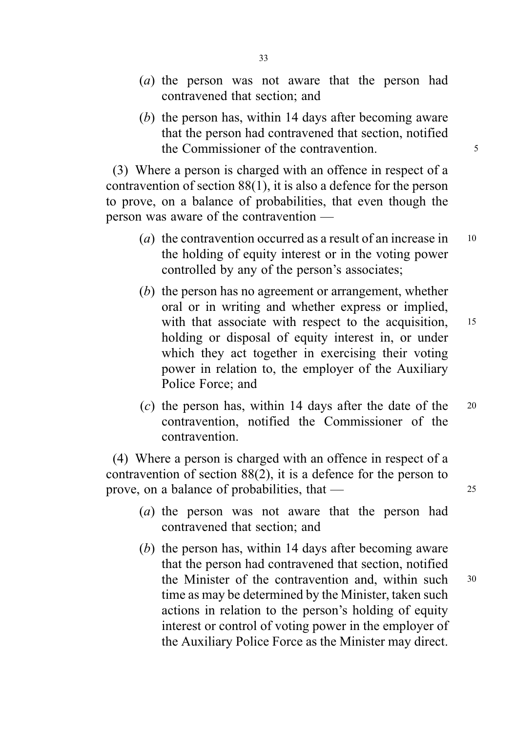(*a*) the person was not aware that the person had contravened that section; and

(*b*) the person has, within 14 days after becoming aware that the person had contravened that section, notified the Commissioner of the contravention.

(3) Where a person is charged with an offence in respect of a contravention of section 88(1), it is also a defence for the person to prove, on a balance of probabilities, that even though the person was aware of the contravention —

(*a*) the contravention occurred as a result of an increase in the holding of equity interest or in the voting power controlled by any of the person's associates;

(*b*) the person has no agreement or arrangement, whether oral or in writing and whether express or implied, with that associate with respect to the acquisition, holding or disposal of equity interest in, or under which they act together in exercising their voting power in relation to, the employer of the Auxiliary Police Force; and

(*c*) the person has, within 14 days after the date of the contravention, notified the Commissioner of the contravention.

(4) Where a person is charged with an offence in respect of a contravention of section 88(2), it is a defence for the person to prove, on a balance of probabilities, that —

(*a*) the person was not aware that the person had contravened that section; and

(*b*) the person has, within 14 days after becoming aware that the person had contravened that section, notified the Minister of the contravention and, within such time as may be determined by the Minister, taken such actions in relation to the person's holding of equity interest or control of voting power in the employer of the Auxiliary Police Force as the Minister may direct.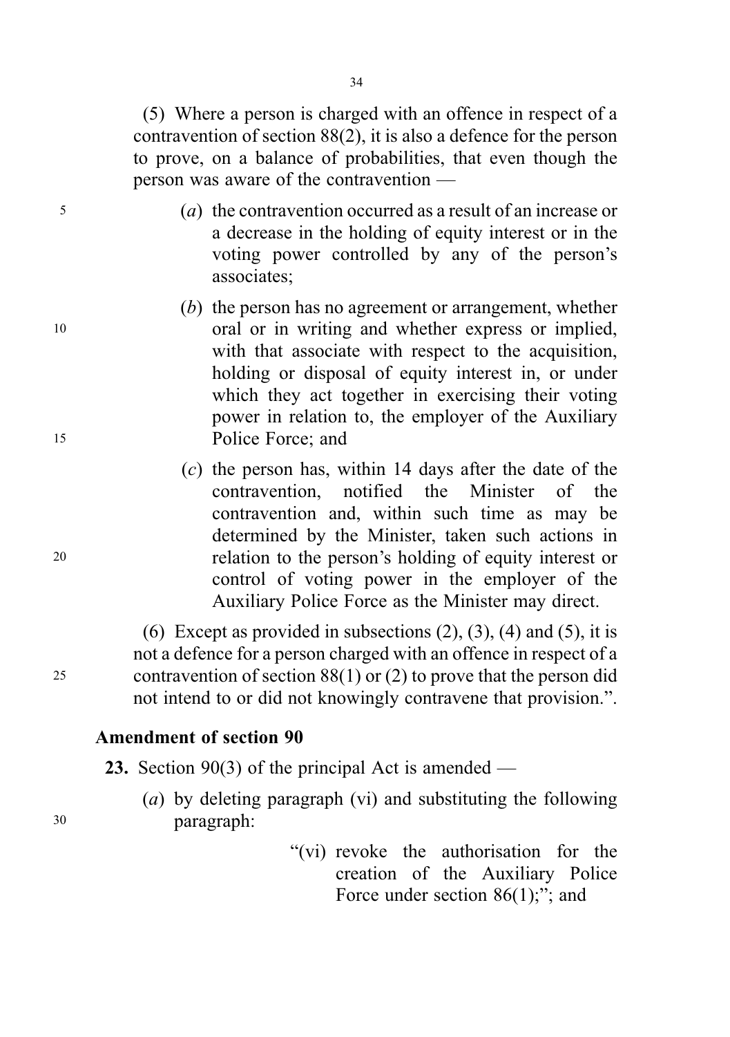(5) Where a person is charged with an offence in respect of a contravention of section 88(2), it is also a defence for the person to prove, on a balance of probabilities, that even though the person was aware of the contravention —

(*a*) the contravention occurred as a result of an increase or a decrease in the holding of equity interest or in the voting power controlled by any of the person's associates;

(*b*) the person has no agreement or arrangement, whether oral or in writing and whether express or implied, with that associate with respect to the acquisition, holding or disposal of equity interest in, or under which they act together in exercising their voting power in relation to, the employer of the Auxiliary Police Force; and

(*c*) the person has, within 14 days after the date of the contravention, notified the Minister of the contravention and, within such time as may be determined by the Minister, taken such actions in relation to the person's holding of equity interest or control of voting power in the employer of the Auxiliary Police Force as the Minister may direct.

(6) Except as provided in subsections (2), (3), (4) and (5), it is not a defence for a person charged with an offence in respect of a contravention of section 88(1) or (2) to prove that the person did not intend to or did not knowingly contravene that provision.".

**Amendment of section 90**

**23.** Section 90(3) of the principal Act is amended —

(*a*) by deleting paragraph (vi) and substituting the following paragraph:

"(vi) revoke the authorisation for the creation of the Auxiliary Police Force under section 86(1);"; and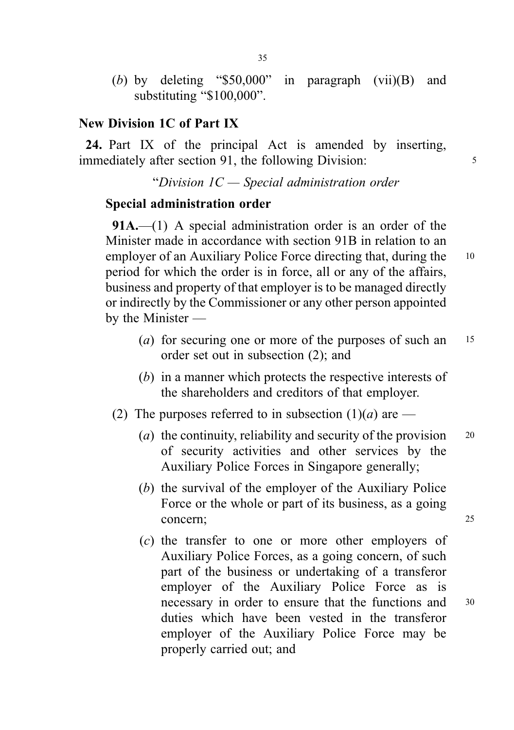(*b*) by deleting "$50,000" in paragraph (vii)(B) and substituting "$100,000".

## New Division 1C of Part IX

**24.** Part IX of the principal Act is amended by inserting, immediately after section 91, the following Division:

"*Division 1C — Special administration order*

### Special administration order

**91A.**—(1) A special administration order is an order of the Minister made in accordance with section 91B in relation to an employer of an Auxiliary Police Force directing that, during the period for which the order is in force, all or any of the affairs, business and property of that employer is to be managed directly or indirectly by the Commissioner or any other person appointed by the Minister —

(*a*) for securing one or more of the purposes of such an order set out in subsection (2); and

(*b*) in a manner which protects the respective interests of the shareholders and creditors of that employer.

(2) The purposes referred to in subsection (1)(*a*) are —

(*a*) the continuity, reliability and security of the provision of security activities and other services by the Auxiliary Police Forces in Singapore generally;

(*b*) the survival of the employer of the Auxiliary Police Force or the whole or part of its business, as a going concern;

(*c*) the transfer to one or more other employers of Auxiliary Police Forces, as a going concern, of such part of the business or undertaking of a transferor employer of the Auxiliary Police Force as is necessary in order to ensure that the functions and duties which have been vested in the transferor employer of the Auxiliary Police Force may be properly carried out; and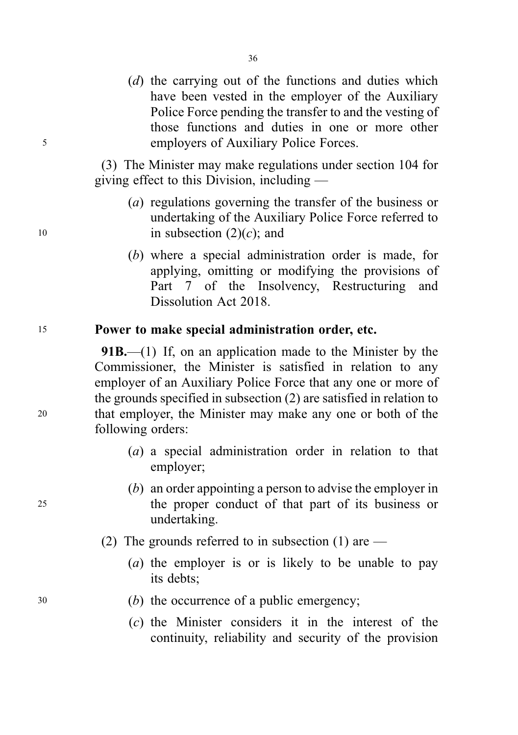(*d*) the carrying out of the functions and duties which have been vested in the employer of the Auxiliary Police Force pending the transfer to and the vesting of those functions and duties in one or more other employers of Auxiliary Police Forces.

(3) The Minister may make regulations under section 104 for giving effect to this Division, including —

(*a*) regulations governing the transfer of the business or undertaking of the Auxiliary Police Force referred to in subsection (2)(*c*); and

(*b*) where a special administration order is made, for applying, omitting or modifying the provisions of Part 7 of the Insolvency, Restructuring and Dissolution Act 2018.

**Power to make special administration order, etc.**

**91B.**—(1) If, on an application made to the Minister by the Commissioner, the Minister is satisfied in relation to any employer of an Auxiliary Police Force that any one or more of the grounds specified in subsection (2) are satisfied in relation to that employer, the Minister may make any one or both of the following orders:

(*a*) a special administration order in relation to that employer;

(*b*) an order appointing a person to advise the employer in the proper conduct of that part of its business or undertaking.

(2) The grounds referred to in subsection (1) are —

(*a*) the employer is or is likely to be unable to pay its debts;

(*b*) the occurrence of a public emergency;

(*c*) the Minister considers it in the interest of the continuity, reliability and security of the provision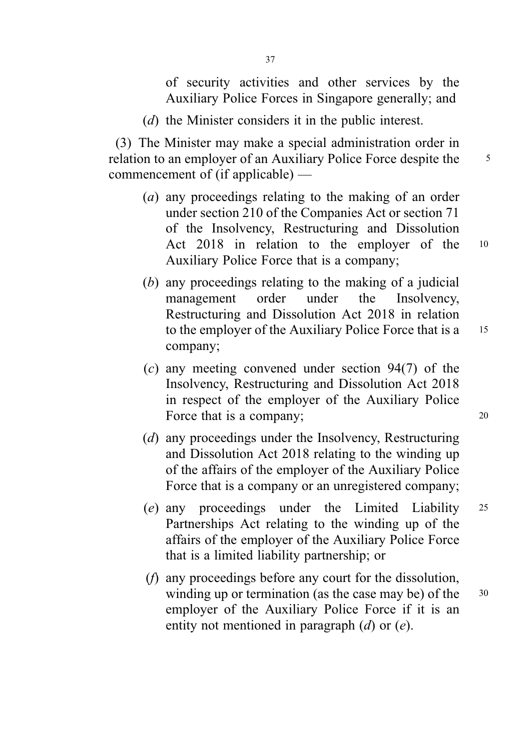of security activities and other services by the Auxiliary Police Forces in Singapore generally; and

(*d*) the Minister considers it in the public interest.

(3) The Minister may make a special administration order in relation to an employer of an Auxiliary Police Force despite the commencement of (if applicable) —

(*a*) any proceedings relating to the making of an order under section 210 of the Companies Act or section 71 of the Insolvency, Restructuring and Dissolution Act 2018 in relation to the employer of the Auxiliary Police Force that is a company;

(*b*) any proceedings relating to the making of a judicial management order under the Insolvency, Restructuring and Dissolution Act 2018 in relation to the employer of the Auxiliary Police Force that is a company;

(*c*) any meeting convened under section 94(7) of the Insolvency, Restructuring and Dissolution Act 2018 in respect of the employer of the Auxiliary Police Force that is a company;

(*d*) any proceedings under the Insolvency, Restructuring and Dissolution Act 2018 relating to the winding up of the affairs of the employer of the Auxiliary Police Force that is a company or an unregistered company;

(*e*) any proceedings under the Limited Liability Partnerships Act relating to the winding up of the affairs of the employer of the Auxiliary Police Force that is a limited liability partnership; or

(*f*) any proceedings before any court for the dissolution, winding up or termination (as the case may be) of the employer of the Auxiliary Police Force if it is an entity not mentioned in paragraph (*d*) or (*e*).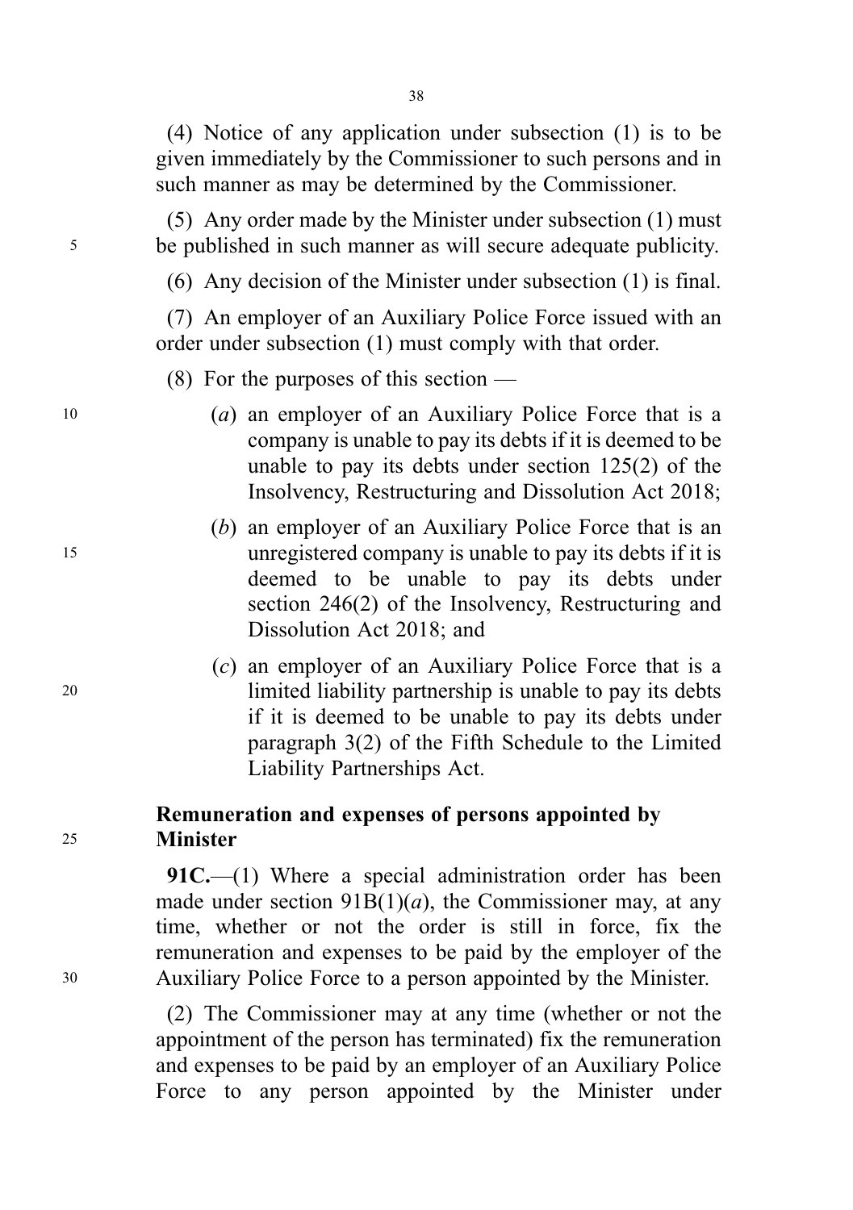(4) Notice of any application under subsection (1) is to be given immediately by the Commissioner to such persons and in such manner as may be determined by the Commissioner.

(5) Any order made by the Minister under subsection (1) must be published in such manner as will secure adequate publicity.

(6) Any decision of the Minister under subsection (1) is final.

(7) An employer of an Auxiliary Police Force issued with an order under subsection (1) must comply with that order.

(8) For the purposes of this section —

(*a*) an employer of an Auxiliary Police Force that is a company is unable to pay its debts if it is deemed to be unable to pay its debts under section 125(2) of the Insolvency, Restructuring and Dissolution Act 2018;

(*b*) an employer of an Auxiliary Police Force that is an unregistered company is unable to pay its debts if it is deemed to be unable to pay its debts under section 246(2) of the Insolvency, Restructuring and Dissolution Act 2018; and

(*c*) an employer of an Auxiliary Police Force that is a limited liability partnership is unable to pay its debts if it is deemed to be unable to pay its debts under paragraph 3(2) of the Fifth Schedule to the Limited Liability Partnerships Act.

**Remuneration and expenses of persons appointed by Minister**

**91C.**—(1) Where a special administration order has been made under section 91B(1)(*a*), the Commissioner may, at any time, whether or not the order is still in force, fix the remuneration and expenses to be paid by the employer of the Auxiliary Police Force to a person appointed by the Minister.

(2) The Commissioner may at any time (whether or not the appointment of the person has terminated) fix the remuneration and expenses to be paid by an employer of an Auxiliary Police Force to any person appointed by the Minister under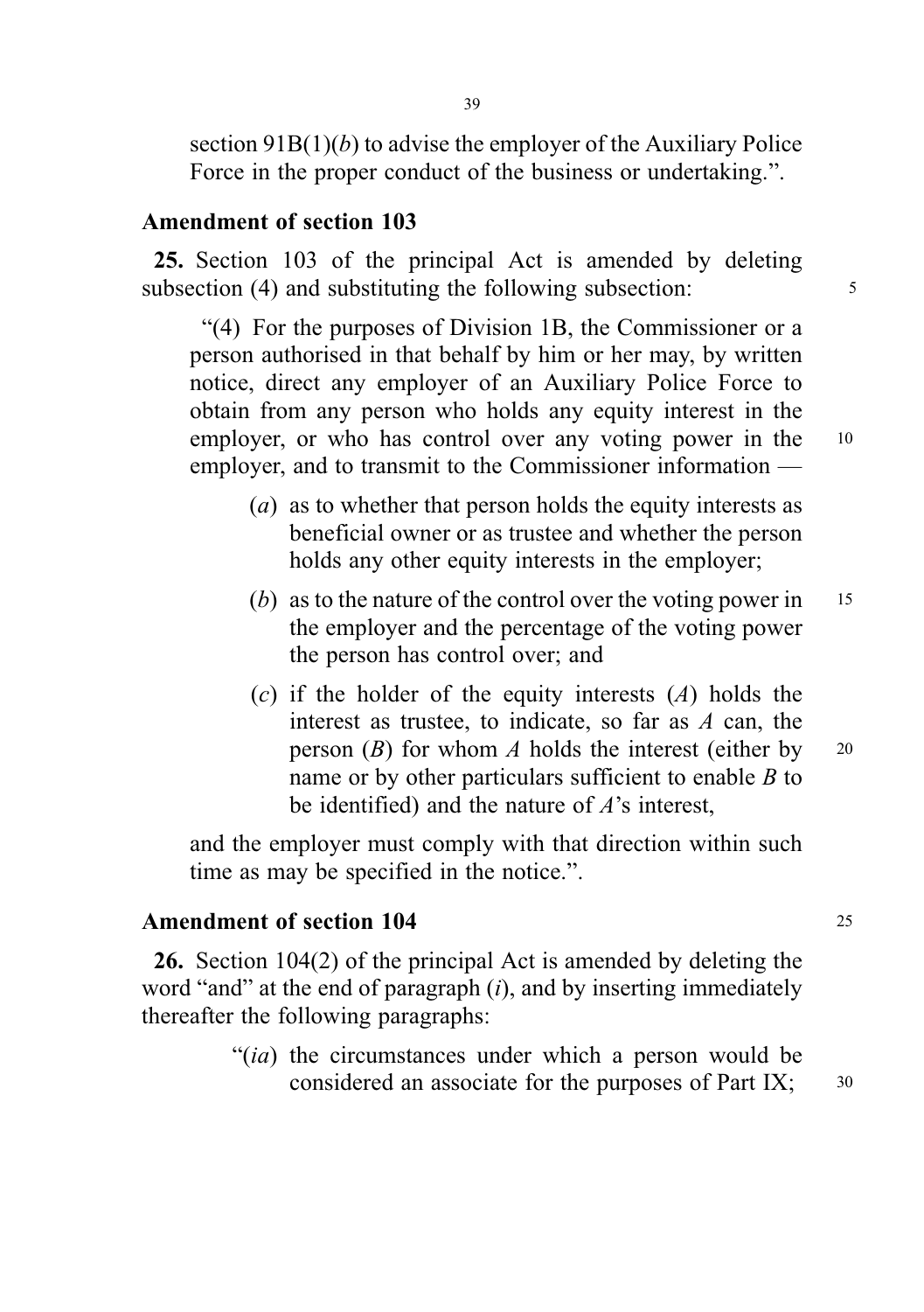section 91B(1)(*b*) to advise the employer of the Auxiliary Police Force in the proper conduct of the business or undertaking.".

**Amendment of section 103**

**25.** Section 103 of the principal Act is amended by deleting subsection (4) and substituting the following subsection:

"(4) For the purposes of Division 1B, the Commissioner or a person authorised in that behalf by him or her may, by written notice, direct any employer of an Auxiliary Police Force to obtain from any person who holds any equity interest in the employer, or who has control over any voting power in the employer, and to transmit to the Commissioner information —

(*a*) as to whether that person holds the equity interests as beneficial owner or as trustee and whether the person holds any other equity interests in the employer;

(*b*) as to the nature of the control over the voting power in the employer and the percentage of the voting power the person has control over; and

(*c*) if the holder of the equity interests (*A*) holds the interest as trustee, to indicate, so far as *A* can, the person (*B*) for whom *A* holds the interest (either by name or by other particulars sufficient to enable *B* to be identified) and the nature of *A*'s interest,

and the employer must comply with that direction within such time as may be specified in the notice.".

**Amendment of section 104**

**26.** Section 104(2) of the principal Act is amended by deleting the word "and" at the end of paragraph (*i*), and by inserting immediately thereafter the following paragraphs:

"(*ia*) the circumstances under which a person would be considered an associate for the purposes of Part IX;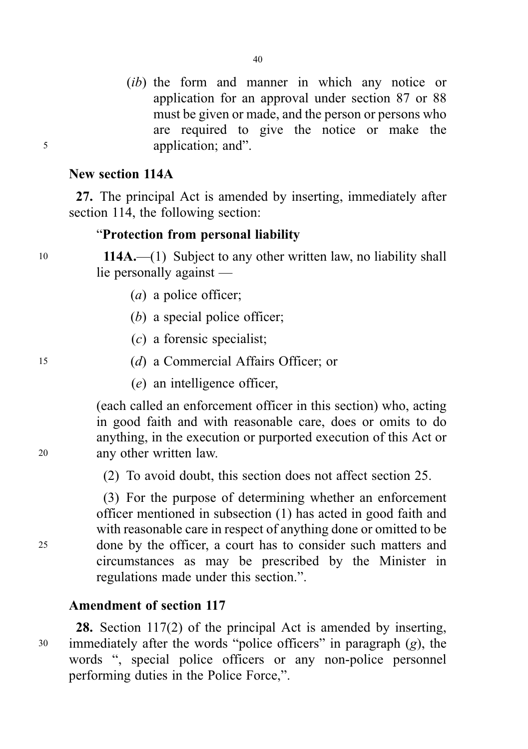(*ib*) the form and manner in which any notice or application for an approval under section 87 or 88 must be given or made, and the person or persons who are required to give the notice or make the application; and".

### New section 114A

**27.** The principal Act is amended by inserting, immediately after section 114, the following section:

"**Protection from personal liability**

**114A.**—(1) Subject to any other written law, no liability shall lie personally against —

(*a*) a police officer;

(*b*) a special police officer;

(*c*) a forensic specialist;

(*d*) a Commercial Affairs Officer; or

(*e*) an intelligence officer,

(each called an enforcement officer in this section) who, acting in good faith and with reasonable care, does or omits to do anything, in the execution or purported execution of this Act or any other written law.

(2) To avoid doubt, this section does not affect section 25.

(3) For the purpose of determining whether an enforcement officer mentioned in subsection (1) has acted in good faith and with reasonable care in respect of anything done or omitted to be done by the officer, a court has to consider such matters and circumstances as may be prescribed by the Minister in regulations made under this section.".

### Amendment of section 117

**28.** Section 117(2) of the principal Act is amended by inserting, immediately after the words "police officers" in paragraph (*g*), the words ", special police officers or any non-police personnel performing duties in the Police Force,".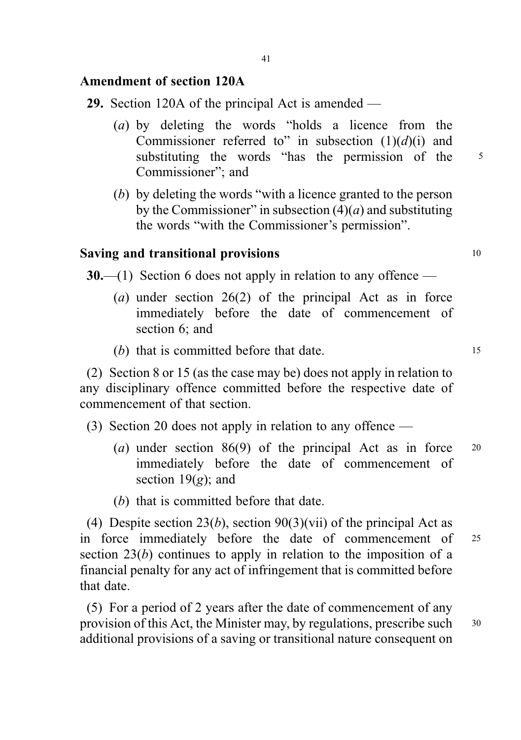**Amendment of section 120A**

**29.** Section 120A of the principal Act is amended —

(*a*) by deleting the words "holds a licence from the Commissioner referred to" in subsection (1)(*d*)(i) and substituting the words "has the permission of the Commissioner"; and

(*b*) by deleting the words "with a licence granted to the person by the Commissioner" in subsection (4)(*a*) and substituting the words "with the Commissioner's permission".

**Saving and transitional provisions**

**30.**—(1) Section 6 does not apply in relation to any offence —

(*a*) under section 26(2) of the principal Act as in force immediately before the date of commencement of section 6; and

(*b*) that is committed before that date.

(2) Section 8 or 15 (as the case may be) does not apply in relation to any disciplinary offence committed before the respective date of commencement of that section.

(3) Section 20 does not apply in relation to any offence —

(*a*) under section 86(9) of the principal Act as in force immediately before the date of commencement of section 19(*g*); and

(*b*) that is committed before that date.

(4) Despite section 23(*b*), section 90(3)(vii) of the principal Act as in force immediately before the date of commencement of section 23(*b*) continues to apply in relation to the imposition of a financial penalty for any act of infringement that is committed before that date.

(5) For a period of 2 years after the date of commencement of any provision of this Act, the Minister may, by regulations, prescribe such additional provisions of a saving or transitional nature consequent on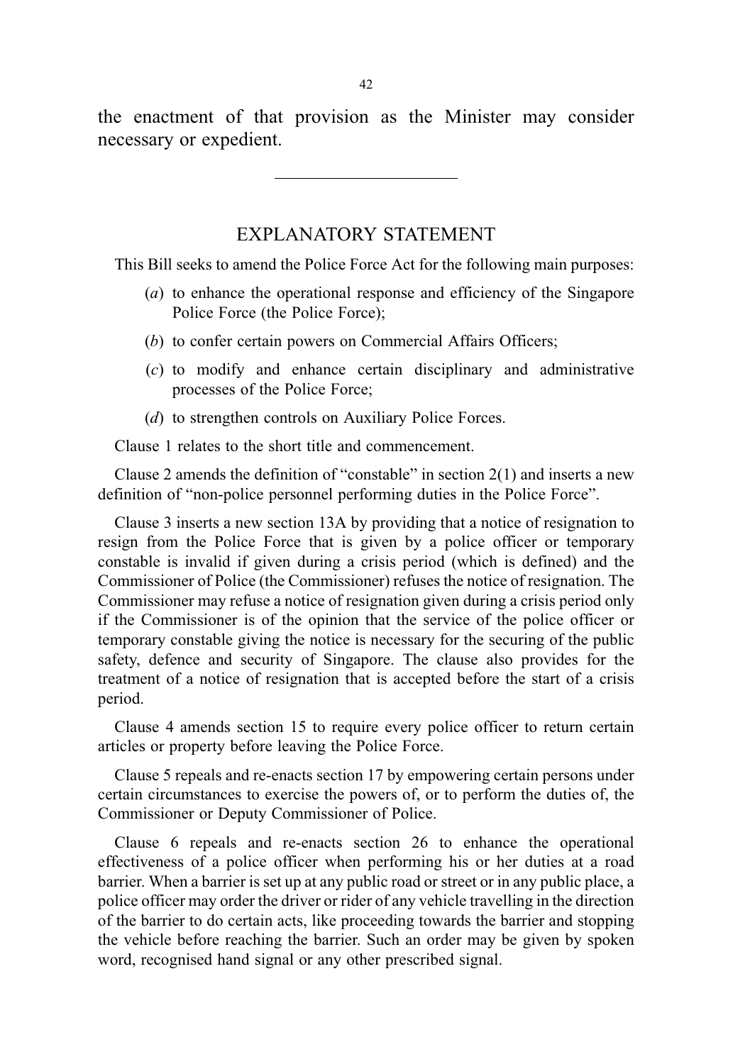the enactment of that provision as the Minister may consider necessary or expedient.

---

## EXPLANATORY STATEMENT

This Bill seeks to amend the Police Force Act for the following main purposes:

(*a*) to enhance the operational response and efficiency of the Singapore Police Force (the Police Force);

(*b*) to confer certain powers on Commercial Affairs Officers;

(*c*) to modify and enhance certain disciplinary and administrative processes of the Police Force;

(*d*) to strengthen controls on Auxiliary Police Forces.

Clause 1 relates to the short title and commencement.

Clause 2 amends the definition of "constable" in section 2(1) and inserts a new definition of "non-police personnel performing duties in the Police Force".

Clause 3 inserts a new section 13A by providing that a notice of resignation to resign from the Police Force that is given by a police officer or temporary constable is invalid if given during a crisis period (which is defined) and the Commissioner of Police (the Commissioner) refuses the notice of resignation. The Commissioner may refuse a notice of resignation given during a crisis period only if the Commissioner is of the opinion that the service of the police officer or temporary constable giving the notice is necessary for the securing of the public safety, defence and security of Singapore. The clause also provides for the treatment of a notice of resignation that is accepted before the start of a crisis period.

Clause 4 amends section 15 to require every police officer to return certain articles or property before leaving the Police Force.

Clause 5 repeals and re-enacts section 17 by empowering certain persons under certain circumstances to exercise the powers of, or to perform the duties of, the Commissioner or Deputy Commissioner of Police.

Clause 6 repeals and re-enacts section 26 to enhance the operational effectiveness of a police officer when performing his or her duties at a road barrier. When a barrier is set up at any public road or street or in any public place, a police officer may order the driver or rider of any vehicle travelling in the direction of the barrier to do certain acts, like proceeding towards the barrier and stopping the vehicle before reaching the barrier. Such an order may be given by spoken word, recognised hand signal or any other prescribed signal.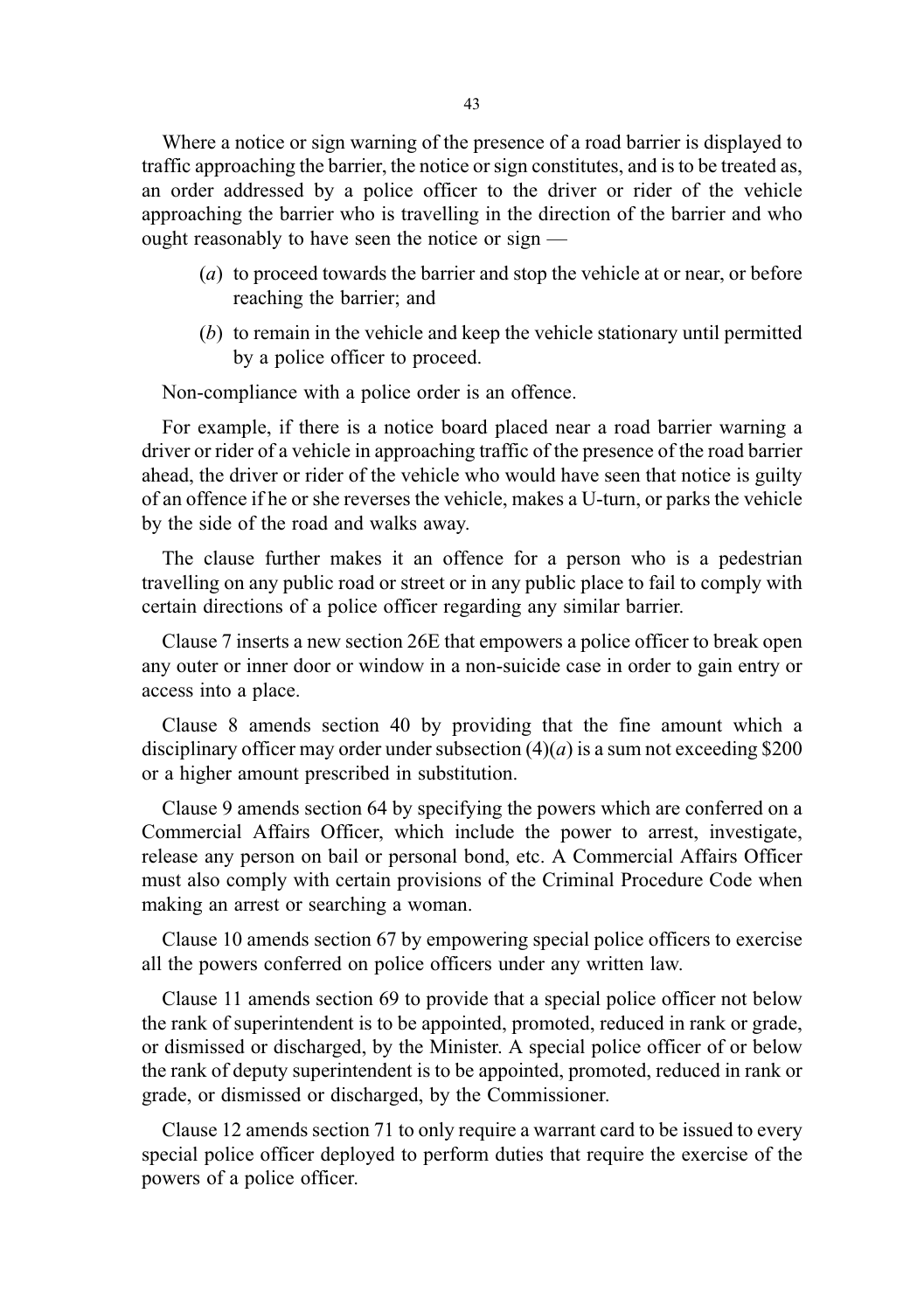Where a notice or sign warning of the presence of a road barrier is displayed to traffic approaching the barrier, the notice or sign constitutes, and is to be treated as, an order addressed by a police officer to the driver or rider of the vehicle approaching the barrier who is travelling in the direction of the barrier and who ought reasonably to have seen the notice or sign —

(*a*) to proceed towards the barrier and stop the vehicle at or near, or before reaching the barrier; and

(*b*) to remain in the vehicle and keep the vehicle stationary until permitted by a police officer to proceed.

Non-compliance with a police order is an offence.

For example, if there is a notice board placed near a road barrier warning a driver or rider of a vehicle in approaching traffic of the presence of the road barrier ahead, the driver or rider of the vehicle who would have seen that notice is guilty of an offence if he or she reverses the vehicle, makes a U-turn, or parks the vehicle by the side of the road and walks away.

The clause further makes it an offence for a person who is a pedestrian travelling on any public road or street or in any public place to fail to comply with certain directions of a police officer regarding any similar barrier.

Clause 7 inserts a new section 26E that empowers a police officer to break open any outer or inner door or window in a non-suicide case in order to gain entry or access into a place.

Clause 8 amends section 40 by providing that the fine amount which a disciplinary officer may order under subsection (4)(*a*) is a sum not exceeding $200 or a higher amount prescribed in substitution.

Clause 9 amends section 64 by specifying the powers which are conferred on a Commercial Affairs Officer, which include the power to arrest, investigate, release any person on bail or personal bond, etc. A Commercial Affairs Officer must also comply with certain provisions of the Criminal Procedure Code when making an arrest or searching a woman.

Clause 10 amends section 67 by empowering special police officers to exercise all the powers conferred on police officers under any written law.

Clause 11 amends section 69 to provide that a special police officer not below the rank of superintendent is to be appointed, promoted, reduced in rank or grade, or dismissed or discharged, by the Minister. A special police officer of or below the rank of deputy superintendent is to be appointed, promoted, reduced in rank or grade, or dismissed or discharged, by the Commissioner.

Clause 12 amends section 71 to only require a warrant card to be issued to every special police officer deployed to perform duties that require the exercise of the powers of a police officer.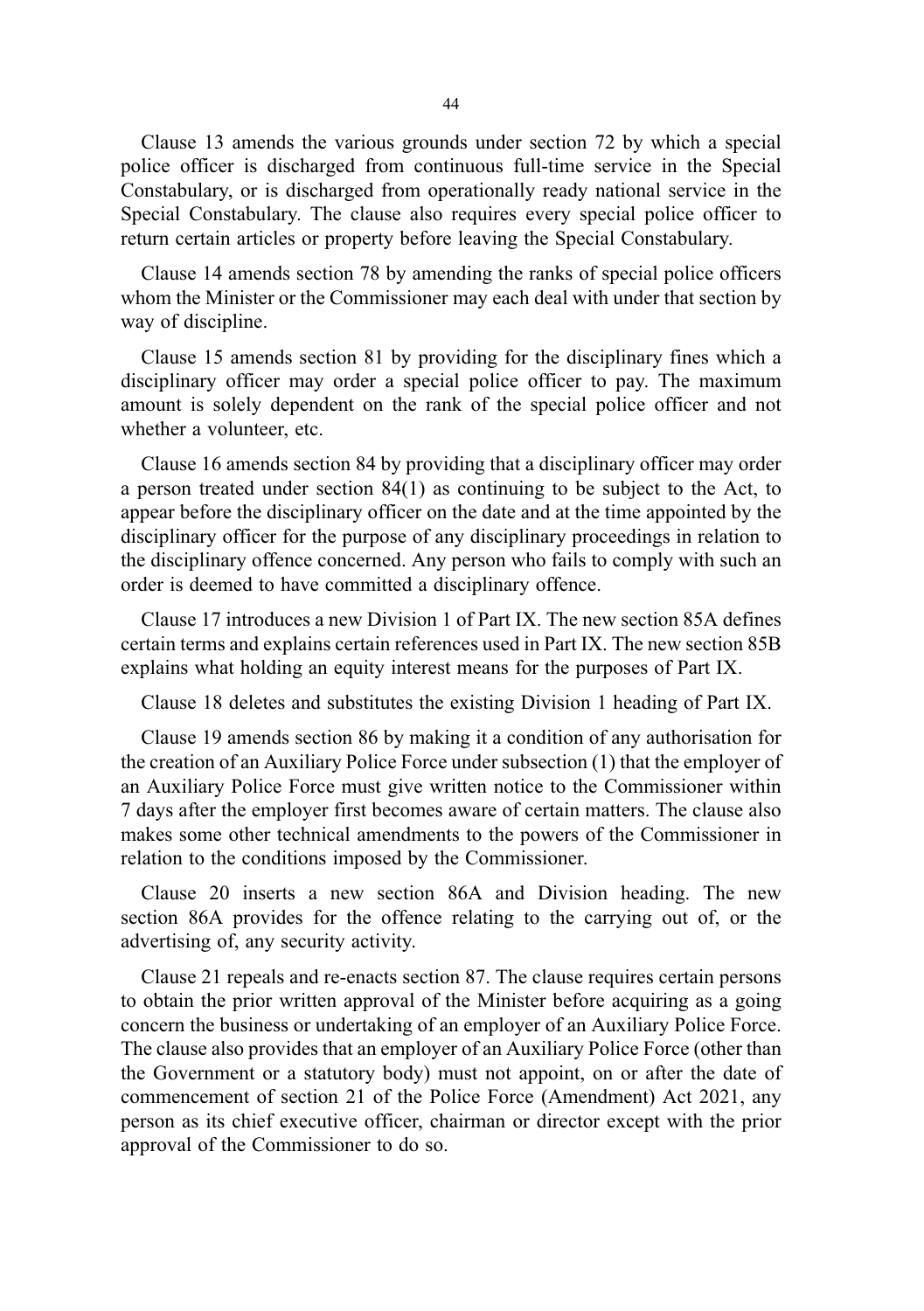Clause 13 amends the various grounds under section 72 by which a special police officer is discharged from continuous full-time service in the Special Constabulary, or is discharged from operationally ready national service in the Special Constabulary. The clause also requires every special police officer to return certain articles or property before leaving the Special Constabulary.

Clause 14 amends section 78 by amending the ranks of special police officers whom the Minister or the Commissioner may each deal with under that section by way of discipline.

Clause 15 amends section 81 by providing for the disciplinary fines which a disciplinary officer may order a special police officer to pay. The maximum amount is solely dependent on the rank of the special police officer and not whether a volunteer, etc.

Clause 16 amends section 84 by providing that a disciplinary officer may order a person treated under section 84(1) as continuing to be subject to the Act, to appear before the disciplinary officer on the date and at the time appointed by the disciplinary officer for the purpose of any disciplinary proceedings in relation to the disciplinary offence concerned. Any person who fails to comply with such an order is deemed to have committed a disciplinary offence.

Clause 17 introduces a new Division 1 of Part IX. The new section 85A defines certain terms and explains certain references used in Part IX. The new section 85B explains what holding an equity interest means for the purposes of Part IX.

Clause 18 deletes and substitutes the existing Division 1 heading of Part IX.

Clause 19 amends section 86 by making it a condition of any authorisation for the creation of an Auxiliary Police Force under subsection (1) that the employer of an Auxiliary Police Force must give written notice to the Commissioner within 7 days after the employer first becomes aware of certain matters. The clause also makes some other technical amendments to the powers of the Commissioner in relation to the conditions imposed by the Commissioner.

Clause 20 inserts a new section 86A and Division heading. The new section 86A provides for the offence relating to the carrying out of, or the advertising of, any security activity.

Clause 21 repeals and re-enacts section 87. The clause requires certain persons to obtain the prior written approval of the Minister before acquiring as a going concern the business or undertaking of an employer of an Auxiliary Police Force. The clause also provides that an employer of an Auxiliary Police Force (other than the Government or a statutory body) must not appoint, on or after the date of commencement of section 21 of the Police Force (Amendment) Act 2021, any person as its chief executive officer, chairman or director except with the prior approval of the Commissioner to do so.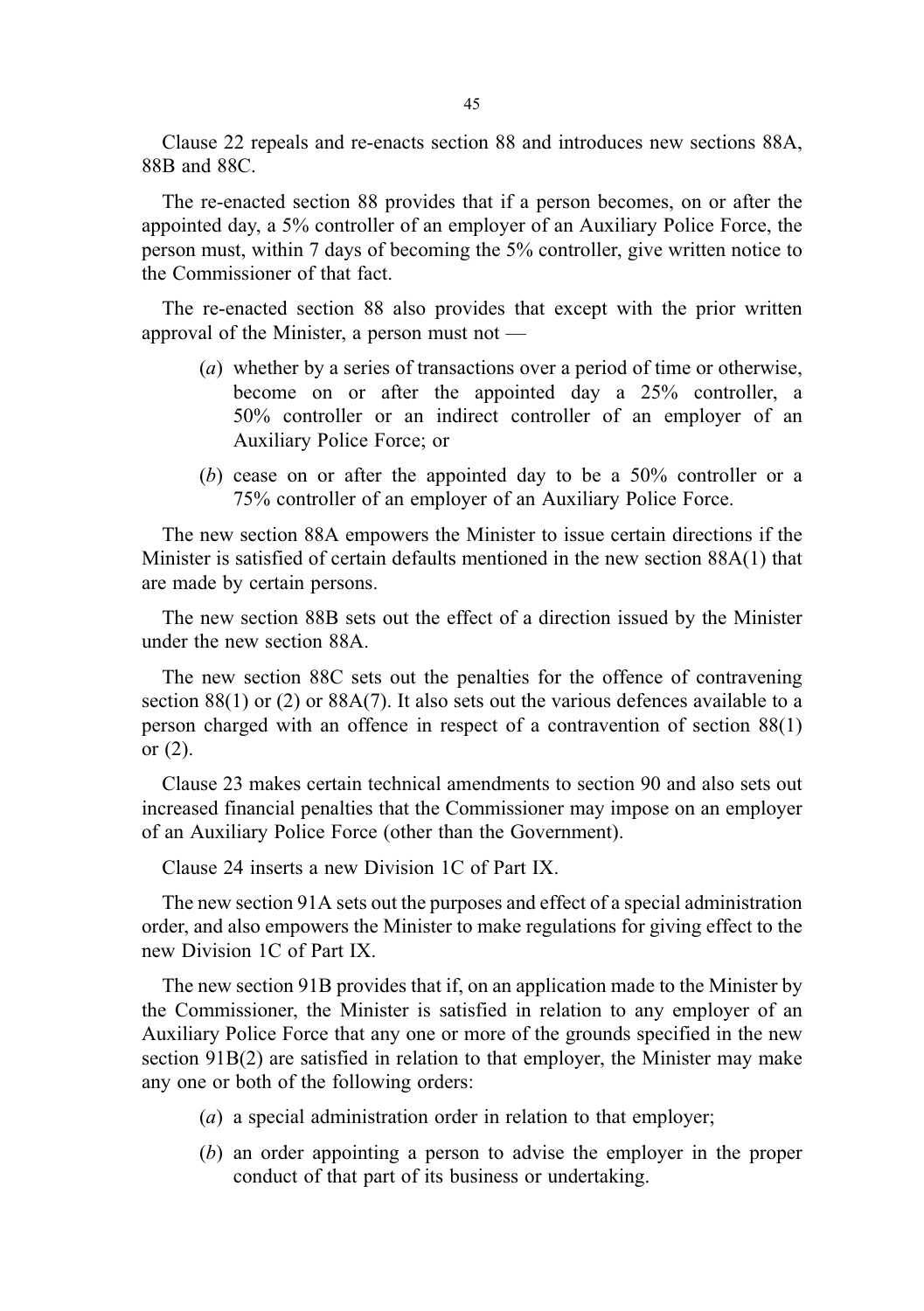Clause 22 repeals and re-enacts section 88 and introduces new sections 88A, 88B and 88C.

The re-enacted section 88 provides that if a person becomes, on or after the appointed day, a 5% controller of an employer of an Auxiliary Police Force, the person must, within 7 days of becoming the 5% controller, give written notice to the Commissioner of that fact.

The re-enacted section 88 also provides that except with the prior written approval of the Minister, a person must not —

(*a*) whether by a series of transactions over a period of time or otherwise, become on or after the appointed day a 25% controller, a 50% controller or an indirect controller of an employer of an Auxiliary Police Force; or

(*b*) cease on or after the appointed day to be a 50% controller or a 75% controller of an employer of an Auxiliary Police Force.

The new section 88A empowers the Minister to issue certain directions if the Minister is satisfied of certain defaults mentioned in the new section 88A(1) that are made by certain persons.

The new section 88B sets out the effect of a direction issued by the Minister under the new section 88A.

The new section 88C sets out the penalties for the offence of contravening section 88(1) or (2) or 88A(7). It also sets out the various defences available to a person charged with an offence in respect of a contravention of section 88(1) or (2).

Clause 23 makes certain technical amendments to section 90 and also sets out increased financial penalties that the Commissioner may impose on an employer of an Auxiliary Police Force (other than the Government).

Clause 24 inserts a new Division 1C of Part IX.

The new section 91A sets out the purposes and effect of a special administration order, and also empowers the Minister to make regulations for giving effect to the new Division 1C of Part IX.

The new section 91B provides that if, on an application made to the Minister by the Commissioner, the Minister is satisfied in relation to any employer of an Auxiliary Police Force that any one or more of the grounds specified in the new section 91B(2) are satisfied in relation to that employer, the Minister may make any one or both of the following orders:

(*a*) a special administration order in relation to that employer;

(*b*) an order appointing a person to advise the employer in the proper conduct of that part of its business or undertaking.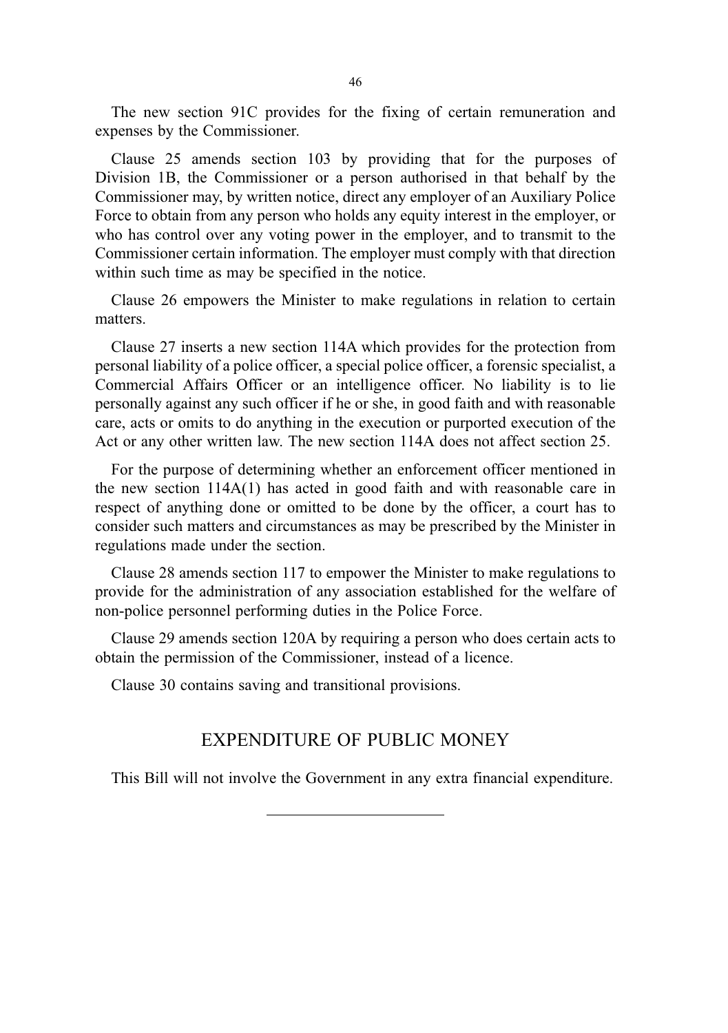The new section 91C provides for the fixing of certain remuneration and expenses by the Commissioner.

Clause 25 amends section 103 by providing that for the purposes of Division 1B, the Commissioner or a person authorised in that behalf by the Commissioner may, by written notice, direct any employer of an Auxiliary Police Force to obtain from any person who holds any equity interest in the employer, or who has control over any voting power in the employer, and to transmit to the Commissioner certain information. The employer must comply with that direction within such time as may be specified in the notice.

Clause 26 empowers the Minister to make regulations in relation to certain matters.

Clause 27 inserts a new section 114A which provides for the protection from personal liability of a police officer, a special police officer, a forensic specialist, a Commercial Affairs Officer or an intelligence officer. No liability is to lie personally against any such officer if he or she, in good faith and with reasonable care, acts or omits to do anything in the execution or purported execution of the Act or any other written law. The new section 114A does not affect section 25.

For the purpose of determining whether an enforcement officer mentioned in the new section 114A(1) has acted in good faith and with reasonable care in respect of anything done or omitted to be done by the officer, a court has to consider such matters and circumstances as may be prescribed by the Minister in regulations made under the section.

Clause 28 amends section 117 to empower the Minister to make regulations to provide for the administration of any association established for the welfare of non-police personnel performing duties in the Police Force.

Clause 29 amends section 120A by requiring a person who does certain acts to obtain the permission of the Commissioner, instead of a licence.

Clause 30 contains saving and transitional provisions.

## EXPENDITURE OF PUBLIC MONEY

This Bill will not involve the Government in any extra financial expenditure.